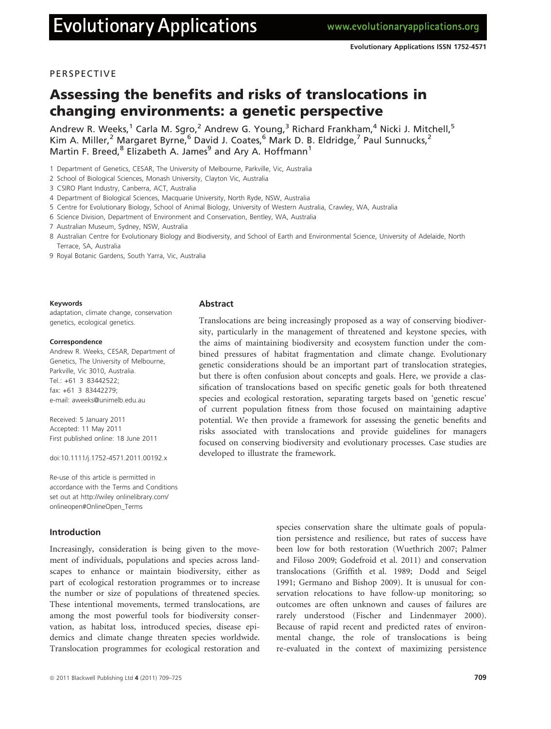PERSPECTIVE

# Assessing the benefits and risks of translocations in changing environments: a genetic perspective

Andrew R. Weeks,[1] Carla M. Sgro,[2] Andrew G. Young,[3] Richard Frankham,[4] Nicki J. Mitchell,[5] Kim A. Miller,[2] Margaret Byrne,[6] David J. Coates,[6] Mark D. B. Eldridge,[7] Paul Sunnucks,[2] Martin F. Breed,[8] Elizabeth A. James[9] and Ary A. Hoffmann[1]

1 Department of Genetics, CESAR, The University of Melbourne, Parkville, Vic, Australia
2 School of Biological Sciences, Monash University, Clayton Vic, Australia
3 CSIRO Plant Industry, Canberra, ACT, Australia
4 Department of Biological Sciences, Macquarie University, North Ryde, NSW, Australia
5 Centre for Evolutionary Biology, School of Animal Biology, University of Western Australia, Crawley, WA, Australia
6 Science Division, Department of Environment and Conservation, Bentley, WA, Australia
7 Australian Museum, Sydney, NSW, Australia
8 Australian Centre for Evolutionary Biology and Biodiversity, and School of Earth and Environmental Science, University of Adelaide, North Terrace, SA, Australia
9 Royal Botanic Gardens, South Yarra, Vic, Australia

**Keywords**
adaptation, climate change, conservation genetics, ecological genetics.

**Correspondence**
Andrew R. Weeks, CESAR, Department of Genetics, The University of Melbourne, Parkville, Vic 3010, Australia.
Tel.: +61 3 83442522;
fax: +61 3 83442279;
e-mail: aweeks@unimelb.edu.au

Received: 5 January 2011
Accepted: 11 May 2011
First published online: 18 June 2011

doi:10.1111/j.1752-4571.2011.00192.x

Re-use of this article is permitted in accordance with the Terms and Conditions set out at http://wiley onlinelibrary.com/onlineopen#OnlineOpen_Terms

## Abstract

Translocations are being increasingly proposed as a way of conserving biodiversity, particularly in the management of threatened and keystone species, with the aims of maintaining biodiversity and ecosystem function under the combined pressures of habitat fragmentation and climate change. Evolutionary genetic considerations should be an important part of translocation strategies, but there is often confusion about concepts and goals. Here, we provide a classification of translocations based on specific genetic goals for both threatened species and ecological restoration, separating targets based on 'genetic rescue' of current population fitness from those focused on maintaining adaptive potential. We then provide a framework for assessing the genetic benefits and risks associated with translocations and provide guidelines for managers focused on conserving biodiversity and evolutionary processes. Case studies are developed to illustrate the framework.

## Introduction

Increasingly, consideration is being given to the movement of individuals, populations and species across landscapes to enhance or maintain biodiversity, either as part of ecological restoration programmes or to increase the number or size of populations of threatened species. These intentional movements, termed translocations, are among the most powerful tools for biodiversity conservation, as habitat loss, introduced species, disease epidemics and climate change threaten species worldwide. Translocation programmes for ecological restoration and species conservation share the ultimate goals of population persistence and resilience, but rates of success have been low for both restoration (Wuethrich 2007; Palmer and Filoso 2009; Godefroid et al. 2011) and conservation translocations (Griffith et al. 1989; Dodd and Seigel 1991; Germano and Bishop 2009). It is unusual for conservation relocations to have follow-up monitoring; so outcomes are often unknown and causes of failures are rarely understood (Fischer and Lindenmayer 2000). Because of rapid recent and predicted rates of environmental change, the role of translocations is being re-evaluated in the context of maximizing persistence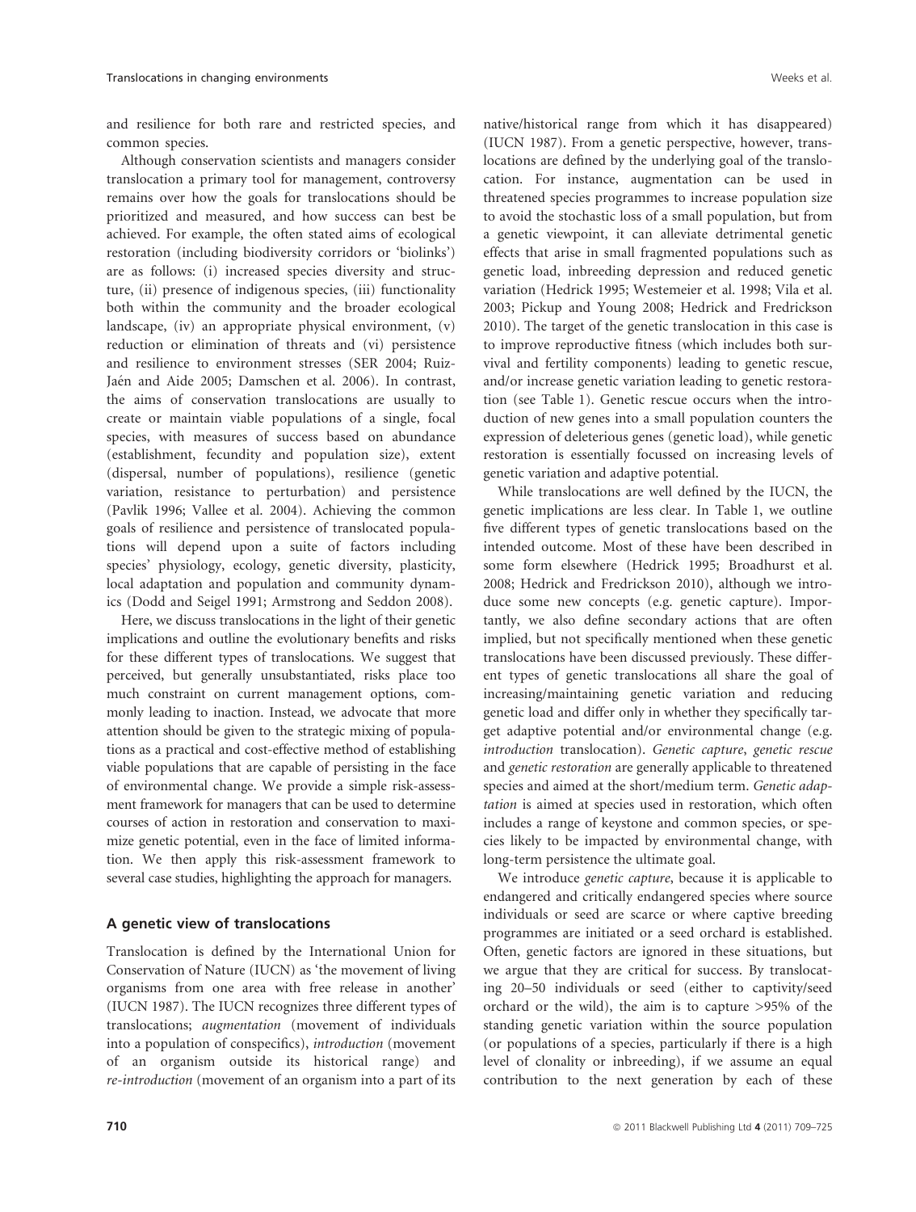and resilience for both rare and restricted species, and common species.

Although conservation scientists and managers consider translocation a primary tool for management, controversy remains over how the goals for translocations should be prioritized and measured, and how success can best be achieved. For example, the often stated aims of ecological restoration (including biodiversity corridors or 'biolinks') are as follows: (i) increased species diversity and structure, (ii) presence of indigenous species, (iii) functionality both within the community and the broader ecological landscape, (iv) an appropriate physical environment, (v) reduction or elimination of threats and (vi) persistence and resilience to environment stresses (SER 2004; Ruiz-Jaén and Aide 2005; Damschen et al. 2006). In contrast, the aims of conservation translocations are usually to create or maintain viable populations of a single, focal species, with measures of success based on abundance (establishment, fecundity and population size), extent (dispersal, number of populations), resilience (genetic variation, resistance to perturbation) and persistence (Pavlik 1996; Vallee et al. 2004). Achieving the common goals of resilience and persistence of translocated populations will depend upon a suite of factors including species' physiology, ecology, genetic diversity, plasticity, local adaptation and population and community dynamics (Dodd and Seigel 1991; Armstrong and Seddon 2008).

Here, we discuss translocations in the light of their genetic implications and outline the evolutionary benefits and risks for these different types of translocations. We suggest that perceived, but generally unsubstantiated, risks place too much constraint on current management options, commonly leading to inaction. Instead, we advocate that more attention should be given to the strategic mixing of populations as a practical and cost-effective method of establishing viable populations that are capable of persisting in the face of environmental change. We provide a simple risk-assessment framework for managers that can be used to determine courses of action in restoration and conservation to maximize genetic potential, even in the face of limited information. We then apply this risk-assessment framework to several case studies, highlighting the approach for managers.

## A genetic view of translocations

Translocation is defined by the International Union for Conservation of Nature (IUCN) as 'the movement of living organisms from one area with free release in another' (IUCN 1987). The IUCN recognizes three different types of translocations; *augmentation* (movement of individuals into a population of conspecifics), *introduction* (movement of an organism outside its historical range) and *re-introduction* (movement of an organism into a part of its native/historical range from which it has disappeared) (IUCN 1987). From a genetic perspective, however, translocations are defined by the underlying goal of the translocation. For instance, augmentation can be used in threatened species programmes to increase population size to avoid the stochastic loss of a small population, but from a genetic viewpoint, it can alleviate detrimental genetic effects that arise in small fragmented populations such as genetic load, inbreeding depression and reduced genetic variation (Hedrick 1995; Westemeier et al. 1998; Vila et al. 2003; Pickup and Young 2008; Hedrick and Fredrickson 2010). The target of the genetic translocation in this case is to improve reproductive fitness (which includes both survival and fertility components) leading to genetic rescue, and/or increase genetic variation leading to genetic restoration (see Table 1). Genetic rescue occurs when the introduction of new genes into a small population counters the expression of deleterious genes (genetic load), while genetic restoration is essentially focussed on increasing levels of genetic variation and adaptive potential.

While translocations are well defined by the IUCN, the genetic implications are less clear. In Table 1, we outline five different types of genetic translocations based on the intended outcome. Most of these have been described in some form elsewhere (Hedrick 1995; Broadhurst et al. 2008; Hedrick and Fredrickson 2010), although we introduce some new concepts (e.g. genetic capture). Importantly, we also define secondary actions that are often implied, but not specifically mentioned when these genetic translocations have been discussed previously. These different types of genetic translocations all share the goal of increasing/maintaining genetic variation and reducing genetic load and differ only in whether they specifically target adaptive potential and/or environmental change (e.g. *introduction* translocation). *Genetic capture*, *genetic rescue* and *genetic restoration* are generally applicable to threatened species and aimed at the short/medium term. *Genetic adaptation* is aimed at species used in restoration, which often includes a range of keystone and common species, or species likely to be impacted by environmental change, with long-term persistence the ultimate goal.

We introduce *genetic capture*, because it is applicable to endangered and critically endangered species where source individuals or seed are scarce or where captive breeding programmes are initiated or a seed orchard is established. Often, genetic factors are ignored in these situations, but we argue that they are critical for success. By translocating 20–50 individuals or seed (either to captivity/seed orchard or the wild), the aim is to capture >95% of the standing genetic variation within the source population (or populations of a species, particularly if there is a high level of clonality or inbreeding), if we assume an equal contribution to the next generation by each of these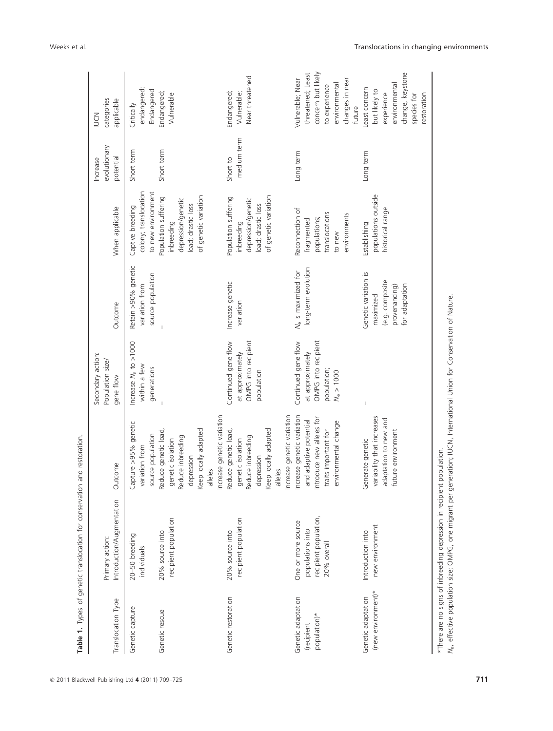**Table 1.** Types of genetic translocation for conservation and restoration.

| Translocation Type | Primary action: Introduction/Augmentation | Outcome | Secondary action: Population size/gene flow | Outcome | When applicable | Increase evolutionary potential | IUCN categories applicable |
|---|---|---|---|---|---|---|---|
| Genetic capture | 20–50 breeding individuals | Capture >95% genetic variation from source population | Increase $N_e$ to >1000 within a few generations | Retain >90% genetic variation from source population | Captive breeding colony; translocation to new environment | Short term | Critically endangered; Endangered |
| Genetic rescue | 20% source into recipient population | Reduce genetic load, genetic isolation<br>Reduce inbreeding depression<br>Keep locally adapted alleles<br>Increase genetic variation | – | – | Population suffering inbreeding depression/genetic load; drastic loss of genetic variation | Short term | Endangered; Vulnerable |
| Genetic restoration | 20% source into recipient population | Reduce genetic load, genetic isolation<br>Reduce inbreeding depression<br>Keep locally adapted alleles<br>Increase genetic variation | Continued gene flow at approximately OMPG into recipient population | Increase genetic variation | Population suffering inbreeding depression/genetic load; drastic loss of genetic variation | Short to medium term | Endangered; Vulnerable; Near threatened |
| Genetic adaptation (recipient population)* | One or more source populations into recipient population, 20% overall | Increase genetic variation and adaptive potential<br>Introduce new alleles for traits important for environmental change | Continued gene flow at approximately OMPG into recipient population; $N_e$ > 1000 | $N_e$ is maximized for long-term evolution | Reconnection of fragmented populations; translocations to new environments | Long term | Vulnerable; Near threatened; Least concern but likely to experience environmental changes in near future |
| Genetic adaptation (new environment)* | Introduction into new environment | Generate genetic variability that increases adaptation to new and future environment | – | Genetic variation is maximized (e.g. composite provenancing) for adaptation | Establishing populations outside historical range | Long term | Least concern but likely to experience environmental change, keystone species for restoration |

*There are no signs of inbreeding depression in recipient population.

$N_e$, effective population size; OMPG, one migrant per generation; IUCN, International Union for Conservation of Nature.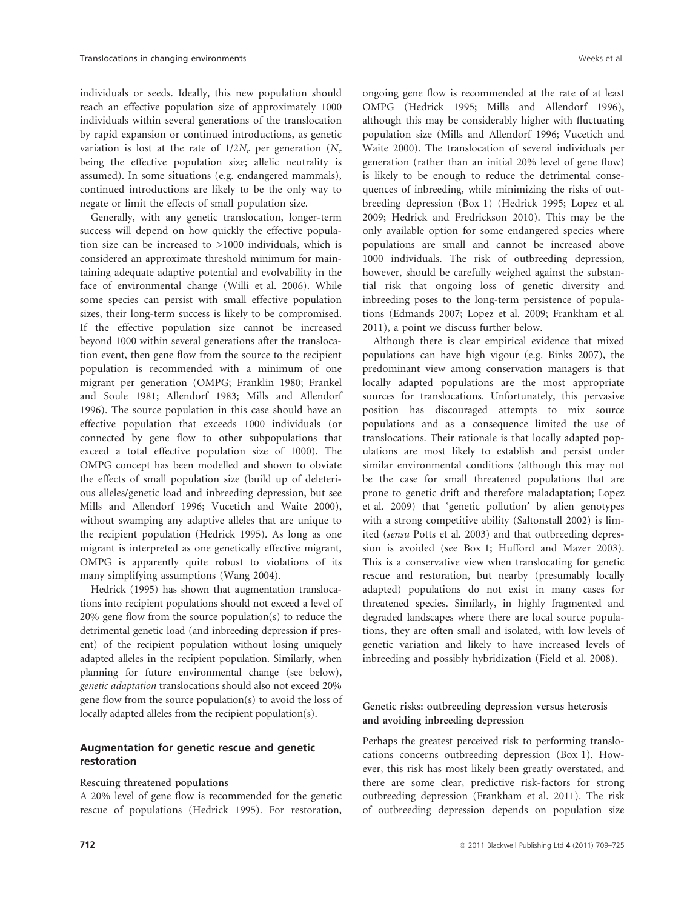individuals or seeds. Ideally, this new population should reach an effective population size of approximately 1000 individuals within several generations of the translocation by rapid expansion or continued introductions, as genetic variation is lost at the rate of $1/2N_e$ per generation ($N_e$ being the effective population size; allelic neutrality is assumed). In some situations (e.g. endangered mammals), continued introductions are likely to be the only way to negate or limit the effects of small population size.

Generally, with any genetic translocation, longer-term success will depend on how quickly the effective population size can be increased to >1000 individuals, which is considered an approximate threshold minimum for maintaining adequate adaptive potential and evolvability in the face of environmental change (Willi et al. 2006). While some species can persist with small effective population sizes, their long-term success is likely to be compromised. If the effective population size cannot be increased beyond 1000 within several generations after the translocation event, then gene flow from the source to the recipient population is recommended with a minimum of one migrant per generation (OMPG; Franklin 1980; Frankel and Soule 1981; Allendorf 1983; Mills and Allendorf 1996). The source population in this case should have an effective population that exceeds 1000 individuals (or connected by gene flow to other subpopulations that exceed a total effective population size of 1000). The OMPG concept has been modelled and shown to obviate the effects of small population size (build up of deleterious alleles/genetic load and inbreeding depression, but see Mills and Allendorf 1996; Vucetich and Waite 2000), without swamping any adaptive alleles that are unique to the recipient population (Hedrick 1995). As long as one migrant is interpreted as one genetically effective migrant, OMPG is apparently quite robust to violations of its many simplifying assumptions (Wang 2004).

Hedrick (1995) has shown that augmentation translocations into recipient populations should not exceed a level of 20% gene flow from the source population(s) to reduce the detrimental genetic load (and inbreeding depression if present) of the recipient population without losing uniquely adapted alleles in the recipient population. Similarly, when planning for future environmental change (see below), *genetic adaptation* translocations should also not exceed 20% gene flow from the source population(s) to avoid the loss of locally adapted alleles from the recipient population(s).

## Augmentation for genetic rescue and genetic restoration

### Rescuing threatened populations

A 20% level of gene flow is recommended for the genetic rescue of populations (Hedrick 1995). For restoration, ongoing gene flow is recommended at the rate of at least OMPG (Hedrick 1995; Mills and Allendorf 1996), although this may be considerably higher with fluctuating population size (Mills and Allendorf 1996; Vucetich and Waite 2000). The translocation of several individuals per generation (rather than an initial 20% level of gene flow) is likely to be enough to reduce the detrimental consequences of inbreeding, while minimizing the risks of outbreeding depression (Box 1) (Hedrick 1995; Lopez et al. 2009; Hedrick and Fredrickson 2010). This may be the only available option for some endangered species where populations are small and cannot be increased above 1000 individuals. The risk of outbreeding depression, however, should be carefully weighed against the substantial risk that ongoing loss of genetic diversity and inbreeding poses to the long-term persistence of populations (Edmands 2007; Lopez et al. 2009; Frankham et al. 2011), a point we discuss further below.

Although there is clear empirical evidence that mixed populations can have high vigour (e.g. Binks 2007), the predominant view among conservation managers is that locally adapted populations are the most appropriate sources for translocations. Unfortunately, this pervasive position has discouraged attempts to mix source populations and as a consequence limited the use of translocations. Their rationale is that locally adapted populations are most likely to establish and persist under similar environmental conditions (although this may not be the case for small threatened populations that are prone to genetic drift and therefore maladaptation; Lopez et al. 2009) that 'genetic pollution' by alien genotypes with a strong competitive ability (Saltonstall 2002) is limited (*sensu* Potts et al. 2003) and that outbreeding depression is avoided (see Box 1; Hufford and Mazer 2003). This is a conservative view when translocating for genetic rescue and restoration, but nearby (presumably locally adapted) populations do not exist in many cases for threatened species. Similarly, in highly fragmented and degraded landscapes where there are local source populations, they are often small and isolated, with low levels of genetic variation and likely to have increased levels of inbreeding and possibly hybridization (Field et al. 2008).

### Genetic risks: outbreeding depression versus heterosis and avoiding inbreeding depression

Perhaps the greatest perceived risk to performing translocations concerns outbreeding depression (Box 1). However, this risk has most likely been greatly overstated, and there are some clear, predictive risk-factors for strong outbreeding depression (Frankham et al. 2011). The risk of outbreeding depression depends on population size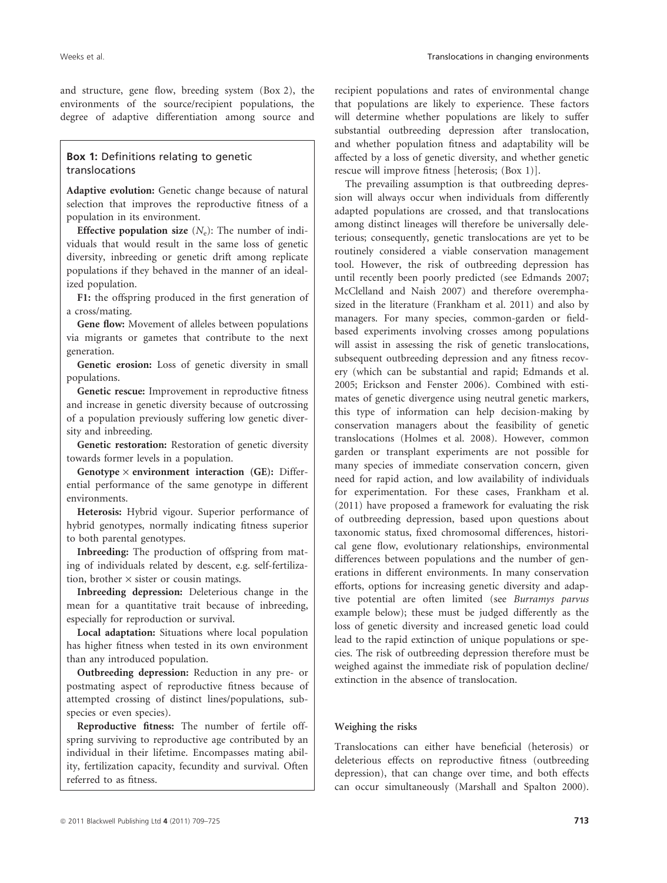and structure, gene flow, breeding system (Box 2), the environments of the source/recipient populations, the degree of adaptive differentiation among source and recipient populations and rates of environmental change that populations are likely to experience. These factors will determine whether populations are likely to suffer substantial outbreeding depression after translocation, and whether population fitness and adaptability will be affected by a loss of genetic diversity, and whether genetic rescue will improve fitness [heterosis; (Box 1)].

> **Box 1:** Definitions relating to genetic translocations
>
> **Adaptive evolution:** Genetic change because of natural selection that improves the reproductive fitness of a population in its environment.
>
> **Effective population size** ($N_e$): The number of individuals that would result in the same loss of genetic diversity, inbreeding or genetic drift among replicate populations if they behaved in the manner of an idealized population.
>
> **F1:** the offspring produced in the first generation of a cross/mating.
>
> **Gene flow:** Movement of alleles between populations via migrants or gametes that contribute to the next generation.
>
> **Genetic erosion:** Loss of genetic diversity in small populations.
>
> **Genetic rescue:** Improvement in reproductive fitness and increase in genetic diversity because of outcrossing of a population previously suffering low genetic diversity and inbreeding.
>
> **Genetic restoration:** Restoration of genetic diversity towards former levels in a population.
>
> **Genotype × environment interaction (GE):** Differential performance of the same genotype in different environments.
>
> **Heterosis:** Hybrid vigour. Superior performance of hybrid genotypes, normally indicating fitness superior to both parental genotypes.
>
> **Inbreeding:** The production of offspring from mating of individuals related by descent, e.g. self-fertilization, brother × sister or cousin matings.
>
> **Inbreeding depression:** Deleterious change in the mean for a quantitative trait because of inbreeding, especially for reproduction or survival.
>
> **Local adaptation:** Situations where local population has higher fitness when tested in its own environment than any introduced population.
>
> **Outbreeding depression:** Reduction in any pre- or postmating aspect of reproductive fitness because of attempted crossing of distinct lines/populations, subspecies or even species).
>
> **Reproductive fitness:** The number of fertile offspring surviving to reproductive age contributed by an individual in their lifetime. Encompasses mating ability, fertilization capacity, fecundity and survival. Often referred to as fitness.

The prevailing assumption is that outbreeding depression will always occur when individuals from differently adapted populations are crossed, and that translocations among distinct lineages will therefore be universally deleterious; consequently, genetic translocations are yet to be routinely considered a viable conservation management tool. However, the risk of outbreeding depression has until recently been poorly predicted (see Edmands 2007; McClelland and Naish 2007) and therefore overemphasized in the literature (Frankham et al. 2011) and also by managers. For many species, common-garden or field-based experiments involving crosses among populations will assist in assessing the risk of genetic translocations, subsequent outbreeding depression and any fitness recovery (which can be substantial and rapid; Edmands et al. 2005; Erickson and Fenster 2006). Combined with estimates of genetic divergence using neutral genetic markers, this type of information can help decision-making by conservation managers about the feasibility of genetic translocations (Holmes et al. 2008). However, common garden or transplant experiments are not possible for many species of immediate conservation concern, given need for rapid action, and low availability of individuals for experimentation. For these cases, Frankham et al. (2011) have proposed a framework for evaluating the risk of outbreeding depression, based upon questions about taxonomic status, fixed chromosomal differences, historical gene flow, evolutionary relationships, environmental differences between populations and the number of generations in different environments. In many conservation efforts, options for increasing genetic diversity and adaptive potential are often limited (see *Burramys parvus* example below); these must be judged differently as the loss of genetic diversity and increased genetic load could lead to the rapid extinction of unique populations or species. The risk of outbreeding depression therefore must be weighed against the immediate risk of population decline/extinction in the absence of translocation.

### Weighing the risks

Translocations can either have beneficial (heterosis) or deleterious effects on reproductive fitness (outbreeding depression), that can change over time, and both effects can occur simultaneously (Marshall and Spalton 2000).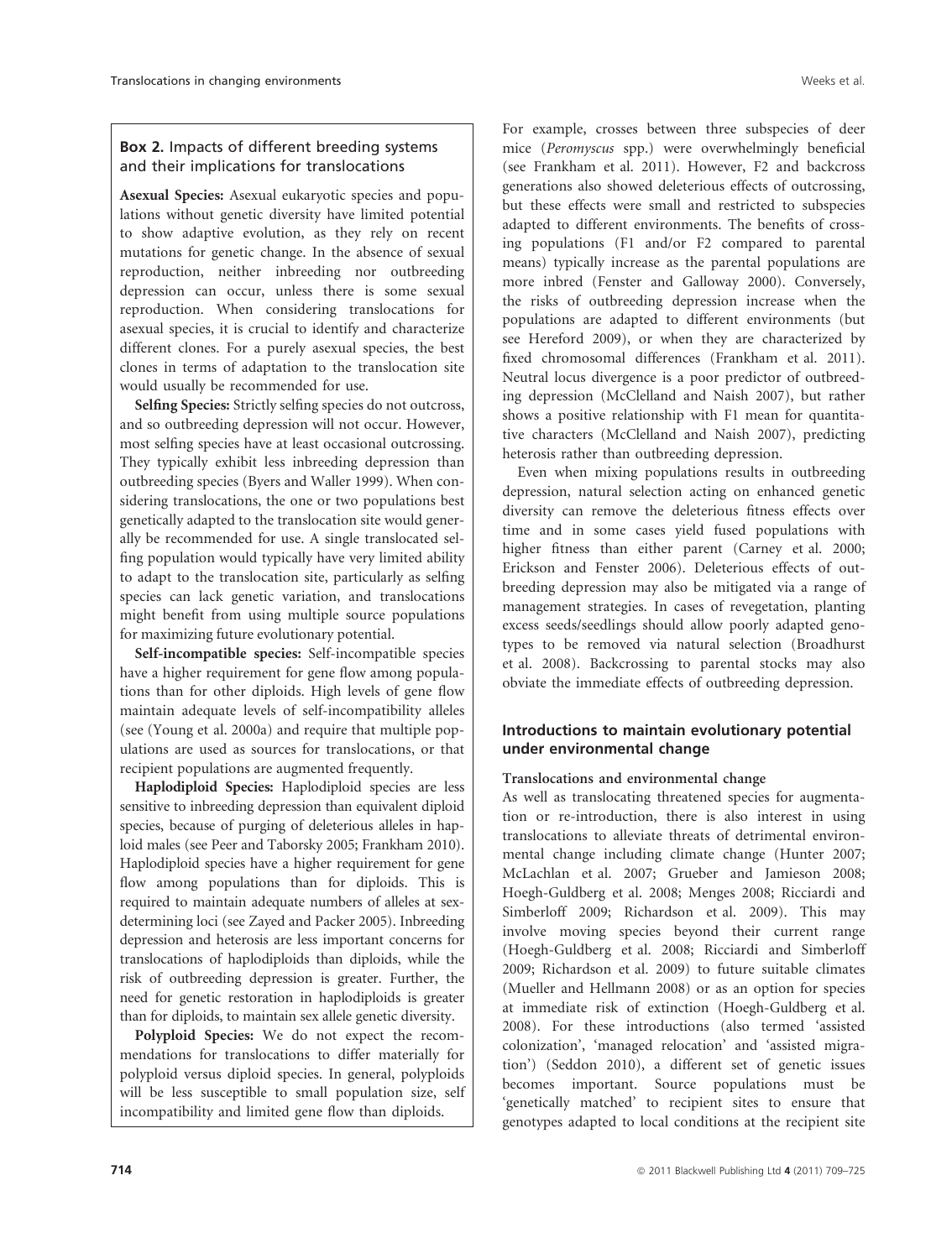## Box 2. Impacts of different breeding systems and their implications for translocations

**Asexual Species:** Asexual eukaryotic species and populations without genetic diversity have limited potential to show adaptive evolution, as they rely on recent mutations for genetic change. In the absence of sexual reproduction, neither inbreeding nor outbreeding depression can occur, unless there is some sexual reproduction. When considering translocations for asexual species, it is crucial to identify and characterize different clones. For a purely asexual species, the best clones in terms of adaptation to the translocation site would usually be recommended for use.

**Selfing Species:** Strictly selfing species do not outcross, and so outbreeding depression will not occur. However, most selfing species have at least occasional outcrossing. They typically exhibit less inbreeding depression than outbreeding species (Byers and Waller 1999). When considering translocations, the one or two populations best genetically adapted to the translocation site would generally be recommended for use. A single translocated selfing population would typically have very limited ability to adapt to the translocation site, particularly as selfing species can lack genetic variation, and translocations might benefit from using multiple source populations for maximizing future evolutionary potential.

**Self-incompatible species:** Self-incompatible species have a higher requirement for gene flow among populations than for other diploids. High levels of gene flow maintain adequate levels of self-incompatibility alleles (see (Young et al. 2000a) and require that multiple populations are used as sources for translocations, or that recipient populations are augmented frequently.

**Haplodiploid Species:** Haplodiploid species are less sensitive to inbreeding depression than equivalent diploid species, because of purging of deleterious alleles in haploid males (see Peer and Taborsky 2005; Frankham 2010). Haplodiploid species have a higher requirement for gene flow among populations than for diploids. This is required to maintain adequate numbers of alleles at sex-determining loci (see Zayed and Packer 2005). Inbreeding depression and heterosis are less important concerns for translocations of haplodiploids than diploids, while the risk of outbreeding depression is greater. Further, the need for genetic restoration in haplodiploids is greater than for diploids, to maintain sex allele genetic diversity.

**Polyploid Species:** We do not expect the recommendations for translocations to differ materially for polyploid versus diploid species. In general, polyploids will be less susceptible to small population size, self incompatibility and limited gene flow than diploids.

For example, crosses between three subspecies of deer mice (*Peromyscus* spp.) were overwhelmingly beneficial (see Frankham et al. 2011). However, F2 and backcross generations also showed deleterious effects of outcrossing, but these effects were small and restricted to subspecies adapted to different environments. The benefits of crossing populations (F1 and/or F2 compared to parental means) typically increase as the parental populations are more inbred (Fenster and Galloway 2000). Conversely, the risks of outbreeding depression increase when the populations are adapted to different environments (but see Hereford 2009), or when they are characterized by fixed chromosomal differences (Frankham et al. 2011). Neutral locus divergence is a poor predictor of outbreeding depression (McClelland and Naish 2007), but rather shows a positive relationship with F1 mean for quantitative characters (McClelland and Naish 2007), predicting heterosis rather than outbreeding depression.

Even when mixing populations results in outbreeding depression, natural selection acting on enhanced genetic diversity can remove the deleterious fitness effects over time and in some cases yield fused populations with higher fitness than either parent (Carney et al. 2000; Erickson and Fenster 2006). Deleterious effects of outbreeding depression may also be mitigated via a range of management strategies. In cases of revegetation, planting excess seeds/seedlings should allow poorly adapted genotypes to be removed via natural selection (Broadhurst et al. 2008). Backcrossing to parental stocks may also obviate the immediate effects of outbreeding depression.

## Introductions to maintain evolutionary potential under environmental change

### Translocations and environmental change

As well as translocating threatened species for augmentation or re-introduction, there is also interest in using translocations to alleviate threats of detrimental environmental change including climate change (Hunter 2007; McLachlan et al. 2007; Grueber and Jamieson 2008; Hoegh-Guldberg et al. 2008; Menges 2008; Ricciardi and Simberloff 2009; Richardson et al. 2009). This may involve moving species beyond their current range (Hoegh-Guldberg et al. 2008; Ricciardi and Simberloff 2009; Richardson et al. 2009) to future suitable climates (Mueller and Hellmann 2008) or as an option for species at immediate risk of extinction (Hoegh-Guldberg et al. 2008). For these introductions (also termed 'assisted colonization', 'managed relocation' and 'assisted migration') (Seddon 2010), a different set of genetic issues becomes important. Source populations must be 'genetically matched' to recipient sites to ensure that genotypes adapted to local conditions at the recipient site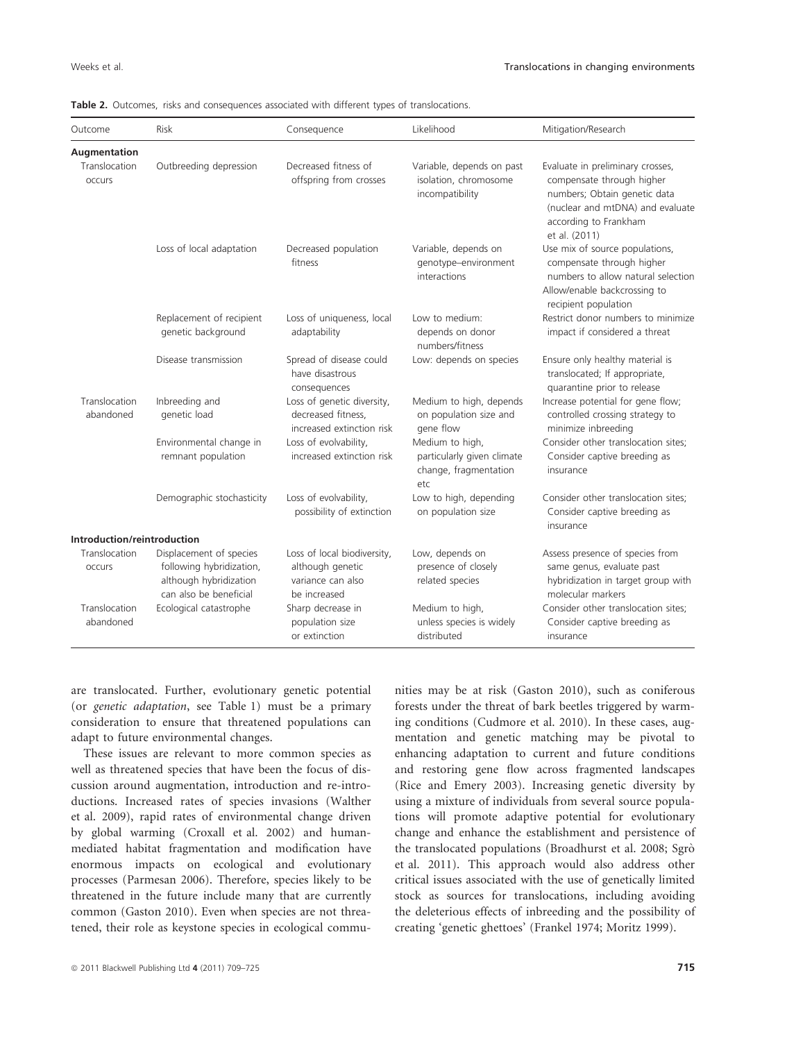**Table 2.** Outcomes, risks and consequences associated with different types of translocations.

| Outcome | Risk | Consequence | Likelihood | Mitigation/Research |
|---|---|---|---|---|
| **Augmentation** | | | | |
| Translocation occurs | Outbreeding depression | Decreased fitness of offspring from crosses | Variable, depends on past isolation, chromosome incompatibility | Evaluate in preliminary crosses, compensate through higher numbers; Obtain genetic data (nuclear and mtDNA) and evaluate according to Frankham et al. (2011) |
| | Loss of local adaptation | Decreased population fitness | Variable, depends on genotype–environment interactions | Use mix of source populations, compensate through higher numbers to allow natural selection Allow/enable backcrossing to recipient population |
| | Replacement of recipient genetic background | Loss of uniqueness, local adaptability | Low to medium: depends on donor numbers/fitness | Restrict donor numbers to minimize impact if considered a threat |
| | Disease transmission | Spread of disease could have disastrous consequences | Low: depends on species | Ensure only healthy material is translocated; If appropriate, quarantine prior to release |
| Translocation abandoned | Inbreeding and genetic load | Loss of genetic diversity, decreased fitness, increased extinction risk | Medium to high, depends on population size and gene flow | Increase potential for gene flow; controlled crossing strategy to minimize inbreeding |
| | Environmental change in remnant population | Loss of evolvability, increased extinction risk | Medium to high, particularly given climate change, fragmentation etc | Consider other translocation sites; Consider captive breeding as insurance |
| | Demographic stochasticity | Loss of evolvability, possibility of extinction | Low to high, depending on population size | Consider other translocation sites; Consider captive breeding as insurance |
| **Introduction/reintroduction** | | | | |
| Translocation occurs | Displacement of species following hybridization, although hybridization can also be beneficial | Loss of local biodiversity, although genetic variance can also be increased | Low, depends on presence of closely related species | Assess presence of species from same genus, evaluate past hybridization in target group with molecular markers |
| Translocation abandoned | Ecological catastrophe | Sharp decrease in population size or extinction | Medium to high, unless species is widely distributed | Consider other translocation sites; Consider captive breeding as insurance |

are translocated. Further, evolutionary genetic potential (or *genetic adaptation*, see Table 1) must be a primary consideration to ensure that threatened populations can adapt to future environmental changes.

These issues are relevant to more common species as well as threatened species that have been the focus of discussion around augmentation, introduction and re-introductions. Increased rates of species invasions (Walther et al. 2009), rapid rates of environmental change driven by global warming (Croxall et al. 2002) and human-mediated habitat fragmentation and modification have enormous impacts on ecological and evolutionary processes (Parmesan 2006). Therefore, species likely to be threatened in the future include many that are currently common (Gaston 2010). Even when species are not threatened, their role as keystone species in ecological communities may be at risk (Gaston 2010), such as coniferous forests under the threat of bark beetles triggered by warming conditions (Cudmore et al. 2010). In these cases, augmentation and genetic matching may be pivotal to enhancing adaptation to current and future conditions and restoring gene flow across fragmented landscapes (Rice and Emery 2003). Increasing genetic diversity by using a mixture of individuals from several source populations will promote adaptive potential for evolutionary change and enhance the establishment and persistence of the translocated populations (Broadhurst et al. 2008; Sgrò et al. 2011). This approach would also address other critical issues associated with the use of genetically limited stock as sources for translocations, including avoiding the deleterious effects of inbreeding and the possibility of creating 'genetic ghettoes' (Frankel 1974; Moritz 1999).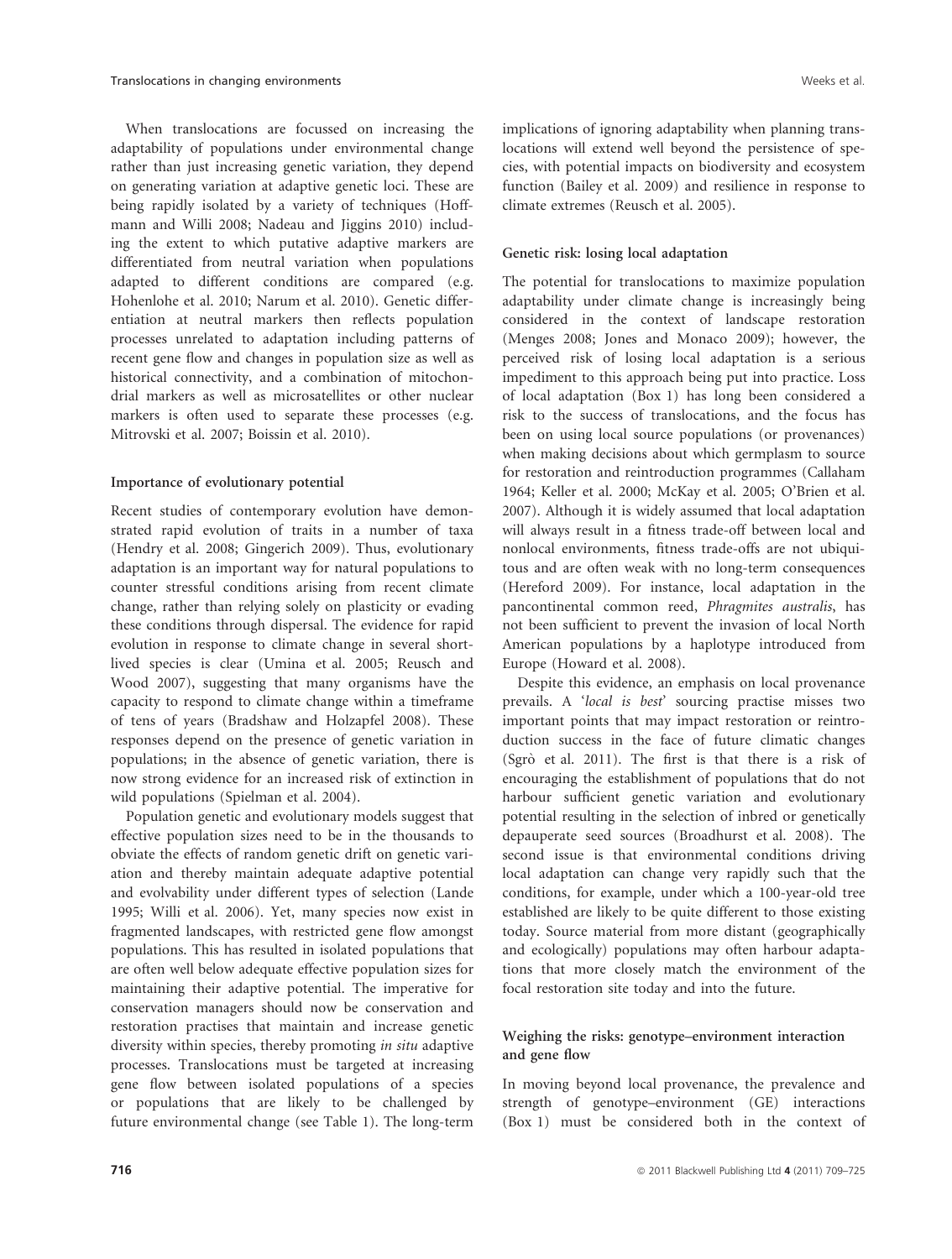When translocations are focussed on increasing the adaptability of populations under environmental change rather than just increasing genetic variation, they depend on generating variation at adaptive genetic loci. These are being rapidly isolated by a variety of techniques (Hoffmann and Willi 2008; Nadeau and Jiggins 2010) including the extent to which putative adaptive markers are differentiated from neutral variation when populations adapted to different conditions are compared (e.g. Hohenlohe et al. 2010; Narum et al. 2010). Genetic differentiation at neutral markers then reflects population processes unrelated to adaptation including patterns of recent gene flow and changes in population size as well as historical connectivity, and a combination of mitochondrial markers as well as microsatellites or other nuclear markers is often used to separate these processes (e.g. Mitrovski et al. 2007; Boissin et al. 2010).

#### Importance of evolutionary potential

Recent studies of contemporary evolution have demonstrated rapid evolution of traits in a number of taxa (Hendry et al. 2008; Gingerich 2009). Thus, evolutionary adaptation is an important way for natural populations to counter stressful conditions arising from recent climate change, rather than relying solely on plasticity or evading these conditions through dispersal. The evidence for rapid evolution in response to climate change in several short-lived species is clear (Umina et al. 2005; Reusch and Wood 2007), suggesting that many organisms have the capacity to respond to climate change within a timeframe of tens of years (Bradshaw and Holzapfel 2008). These responses depend on the presence of genetic variation in populations; in the absence of genetic variation, there is now strong evidence for an increased risk of extinction in wild populations (Spielman et al. 2004).

Population genetic and evolutionary models suggest that effective population sizes need to be in the thousands to obviate the effects of random genetic drift on genetic variation and thereby maintain adequate adaptive potential and evolvability under different types of selection (Lande 1995; Willi et al. 2006). Yet, many species now exist in fragmented landscapes, with restricted gene flow amongst populations. This has resulted in isolated populations that are often well below adequate effective population sizes for maintaining their adaptive potential. The imperative for conservation managers should now be conservation and restoration practises that maintain and increase genetic diversity within species, thereby promoting *in situ* adaptive processes. Translocations must be targeted at increasing gene flow between isolated populations of a species or populations that are likely to be challenged by future environmental change (see Table 1). The long-term implications of ignoring adaptability when planning translocations will extend well beyond the persistence of species, with potential impacts on biodiversity and ecosystem function (Bailey et al. 2009) and resilience in response to climate extremes (Reusch et al. 2005).

#### Genetic risk: losing local adaptation

The potential for translocations to maximize population adaptability under climate change is increasingly being considered in the context of landscape restoration (Menges 2008; Jones and Monaco 2009); however, the perceived risk of losing local adaptation is a serious impediment to this approach being put into practice. Loss of local adaptation (Box 1) has long been considered a risk to the success of translocations, and the focus has been on using local source populations (or provenances) when making decisions about which germplasm to source for restoration and reintroduction programmes (Callaham 1964; Keller et al. 2000; McKay et al. 2005; O'Brien et al. 2007). Although it is widely assumed that local adaptation will always result in a fitness trade-off between local and nonlocal environments, fitness trade-offs are not ubiquitous and are often weak with no long-term consequences (Hereford 2009). For instance, local adaptation in the pancontinental common reed, *Phragmites australis*, has not been sufficient to prevent the invasion of local North American populations by a haplotype introduced from Europe (Howard et al. 2008).

Despite this evidence, an emphasis on local provenance prevails. A '*local is best*' sourcing practise misses two important points that may impact restoration or reintroduction success in the face of future climatic changes (Sgrò et al. 2011). The first is that there is a risk of encouraging the establishment of populations that do not harbour sufficient genetic variation and evolutionary potential resulting in the selection of inbred or genetically depauperate seed sources (Broadhurst et al. 2008). The second issue is that environmental conditions driving local adaptation can change very rapidly such that the conditions, for example, under which a 100-year-old tree established are likely to be quite different to those existing today. Source material from more distant (geographically and ecologically) populations may often harbour adaptations that more closely match the environment of the focal restoration site today and into the future.

#### Weighing the risks: genotype–environment interaction and gene flow

In moving beyond local provenance, the prevalence and strength of genotype–environment (GE) interactions (Box 1) must be considered both in the context of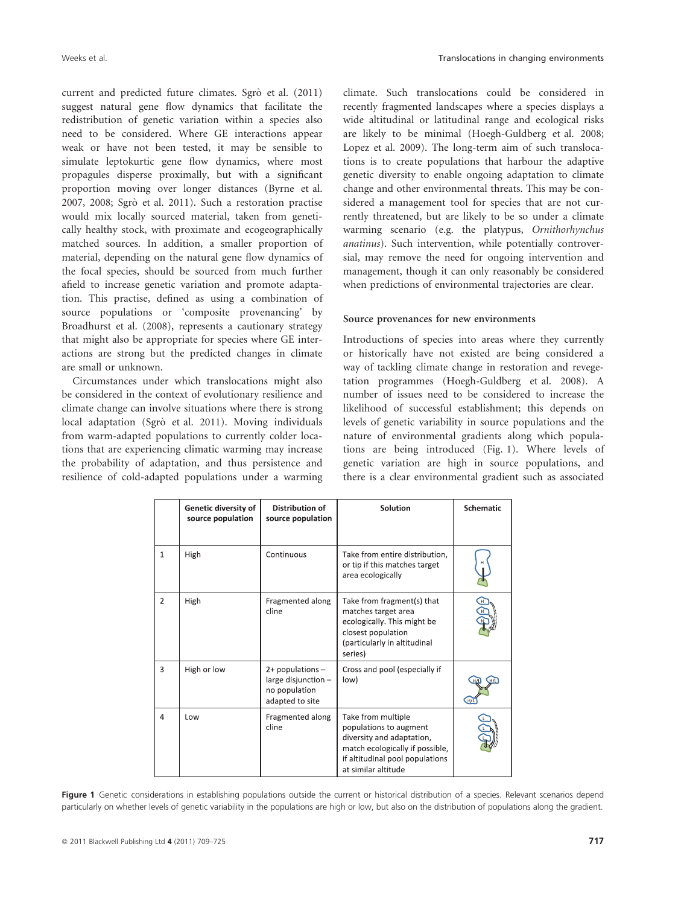current and predicted future climates. Sgrò et al. (2011) suggest natural gene flow dynamics that facilitate the redistribution of genetic variation within a species also need to be considered. Where GE interactions appear weak or have not been tested, it may be sensible to simulate leptokurtic gene flow dynamics, where most propagules disperse proximally, but with a significant proportion moving over longer distances (Byrne et al. 2007, 2008; Sgrò et al. 2011). Such a restoration practise would mix locally sourced material, taken from genetically healthy stock, with proximate and ecogeographically matched sources. In addition, a smaller proportion of material, depending on the natural gene flow dynamics of the focal species, should be sourced from much further afield to increase genetic variation and promote adaptation. This practise, defined as using a combination of source populations or 'composite provenancing' by Broadhurst et al. (2008), represents a cautionary strategy that might also be appropriate for species where GE interactions are strong but the predicted changes in climate are small or unknown.

Circumstances under which translocations might also be considered in the context of evolutionary resilience and climate change can involve situations where there is strong local adaptation (Sgrò et al. 2011). Moving individuals from warm-adapted populations to currently colder locations that are experiencing climatic warming may increase the probability of adaptation, and thus persistence and resilience of cold-adapted populations under a warming climate. Such translocations could be considered in recently fragmented landscapes where a species displays a wide altitudinal or latitudinal range and ecological risks are likely to be minimal (Hoegh-Guldberg et al. 2008; Lopez et al. 2009). The long-term aim of such translocations is to create populations that harbour the adaptive genetic diversity to enable ongoing adaptation to climate change and other environmental threats. This may be considered a management tool for species that are not currently threatened, but are likely to be so under a climate warming scenario (e.g. the platypus, *Ornithorhynchus anatinus*). Such intervention, while potentially controversial, may remove the need for ongoing intervention and management, though it can only reasonably be considered when predictions of environmental trajectories are clear.

### Source provenances for new environments

Introductions of species into areas where they currently or historically have not existed are being considered a way of tackling climate change in restoration and revegetation programmes (Hoegh-Guldberg et al. 2008). A number of issues need to be considered to increase the likelihood of successful establishment; this depends on levels of genetic variability in source populations and the nature of environmental gradients along which populations are being introduced (Fig. 1). Where levels of genetic variation are high in source populations, and there is a clear environmental gradient such as associated

| | Genetic diversity of source population | Distribution of source population | Solution | Schematic |
|---|---|---|---|---|
| 1 | High | Continuous | Take from entire distribution, or tip if this matches target area ecologically | |
| 2 | High | Fragmented along cline | Take from fragment(s) that matches target area ecologically. This might be closest population (particularly in altitudinal series) | |
| 3 | High or low | 2+ populations – large disjunction – no population adapted to site | Cross and pool (especially if low) | |
| 4 | Low | Fragmented along cline | Take from multiple populations to augment diversity and adaptation, match ecologically if possible, if altitudinal pool populations at similar altitude | |

**Figure 1** Genetic considerations in establishing populations outside the current or historical distribution of a species. Relevant scenarios depend particularly on whether levels of genetic variability in the populations are high or low, but also on the distribution of populations along the gradient.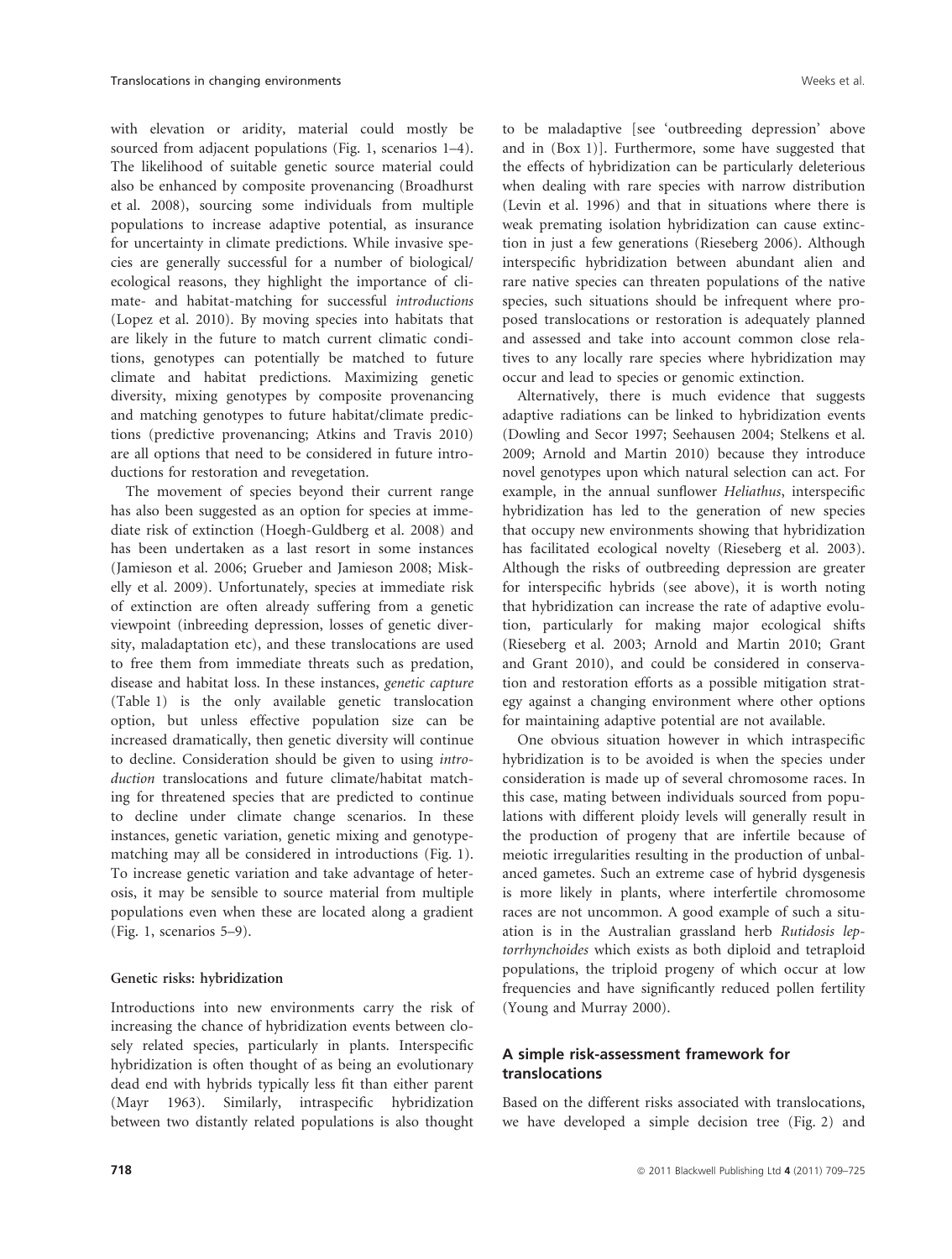with elevation or aridity, material could mostly be sourced from adjacent populations (Fig. 1, scenarios 1–4). The likelihood of suitable genetic source material could also be enhanced by composite provenancing (Broadhurst et al. 2008), sourcing some individuals from multiple populations to increase adaptive potential, as insurance for uncertainty in climate predictions. While invasive species are generally successful for a number of biological/ecological reasons, they highlight the importance of climate- and habitat-matching for successful *introductions* (Lopez et al. 2010). By moving species into habitats that are likely in the future to match current climatic conditions, genotypes can potentially be matched to future climate and habitat predictions. Maximizing genetic diversity, mixing genotypes by composite provenancing and matching genotypes to future habitat/climate predictions (predictive provenancing; Atkins and Travis 2010) are all options that need to be considered in future introductions for restoration and revegetation.

The movement of species beyond their current range has also been suggested as an option for species at immediate risk of extinction (Hoegh-Guldberg et al. 2008) and has been undertaken as a last resort in some instances (Jamieson et al. 2006; Grueber and Jamieson 2008; Miskelly et al. 2009). Unfortunately, species at immediate risk of extinction are often already suffering from a genetic viewpoint (inbreeding depression, losses of genetic diversity, maladaptation etc), and these translocations are used to free them from immediate threats such as predation, disease and habitat loss. In these instances, *genetic capture* (Table 1) is the only available genetic translocation option, but unless effective population size can be increased dramatically, then genetic diversity will continue to decline. Consideration should be given to using *introduction* translocations and future climate/habitat matching for threatened species that are predicted to continue to decline under climate change scenarios. In these instances, genetic variation, genetic mixing and genotype-matching may all be considered in introductions (Fig. 1). To increase genetic variation and take advantage of heterosis, it may be sensible to source material from multiple populations even when these are located along a gradient (Fig. 1, scenarios 5–9).

### Genetic risks: hybridization

Introductions into new environments carry the risk of increasing the chance of hybridization events between closely related species, particularly in plants. Interspecific hybridization is often thought of as being an evolutionary dead end with hybrids typically less fit than either parent (Mayr 1963). Similarly, intraspecific hybridization between two distantly related populations is also thought to be maladaptive [see 'outbreeding depression' above and in (Box 1)]. Furthermore, some have suggested that the effects of hybridization can be particularly deleterious when dealing with rare species with narrow distribution (Levin et al. 1996) and that in situations where there is weak premating isolation hybridization can cause extinction in just a few generations (Rieseberg 2006). Although interspecific hybridization between abundant alien and rare native species can threaten populations of the native species, such situations should be infrequent where proposed translocations or restoration is adequately planned and assessed and take into account common close relatives to any locally rare species where hybridization may occur and lead to species or genomic extinction.

Alternatively, there is much evidence that suggests adaptive radiations can be linked to hybridization events (Dowling and Secor 1997; Seehausen 2004; Stelkens et al. 2009; Arnold and Martin 2010) because they introduce novel genotypes upon which natural selection can act. For example, in the annual sunflower *Heliathus*, interspecific hybridization has led to the generation of new species that occupy new environments showing that hybridization has facilitated ecological novelty (Rieseberg et al. 2003). Although the risks of outbreeding depression are greater for interspecific hybrids (see above), it is worth noting that hybridization can increase the rate of adaptive evolution, particularly for making major ecological shifts (Rieseberg et al. 2003; Arnold and Martin 2010; Grant and Grant 2010), and could be considered in conservation and restoration efforts as a possible mitigation strategy against a changing environment where other options for maintaining adaptive potential are not available.

One obvious situation however in which intraspecific hybridization is to be avoided is when the species under consideration is made up of several chromosome races. In this case, mating between individuals sourced from populations with different ploidy levels will generally result in the production of progeny that are infertile because of meiotic irregularities resulting in the production of unbalanced gametes. Such an extreme case of hybrid dysgenesis is more likely in plants, where interfertile chromosome races are not uncommon. A good example of such a situation is in the Australian grassland herb *Rutidosis leptorrhynchoides* which exists as both diploid and tetraploid populations, the triploid progeny of which occur at low frequencies and have significantly reduced pollen fertility (Young and Murray 2000).

## A simple risk-assessment framework for translocations

Based on the different risks associated with translocations, we have developed a simple decision tree (Fig. 2) and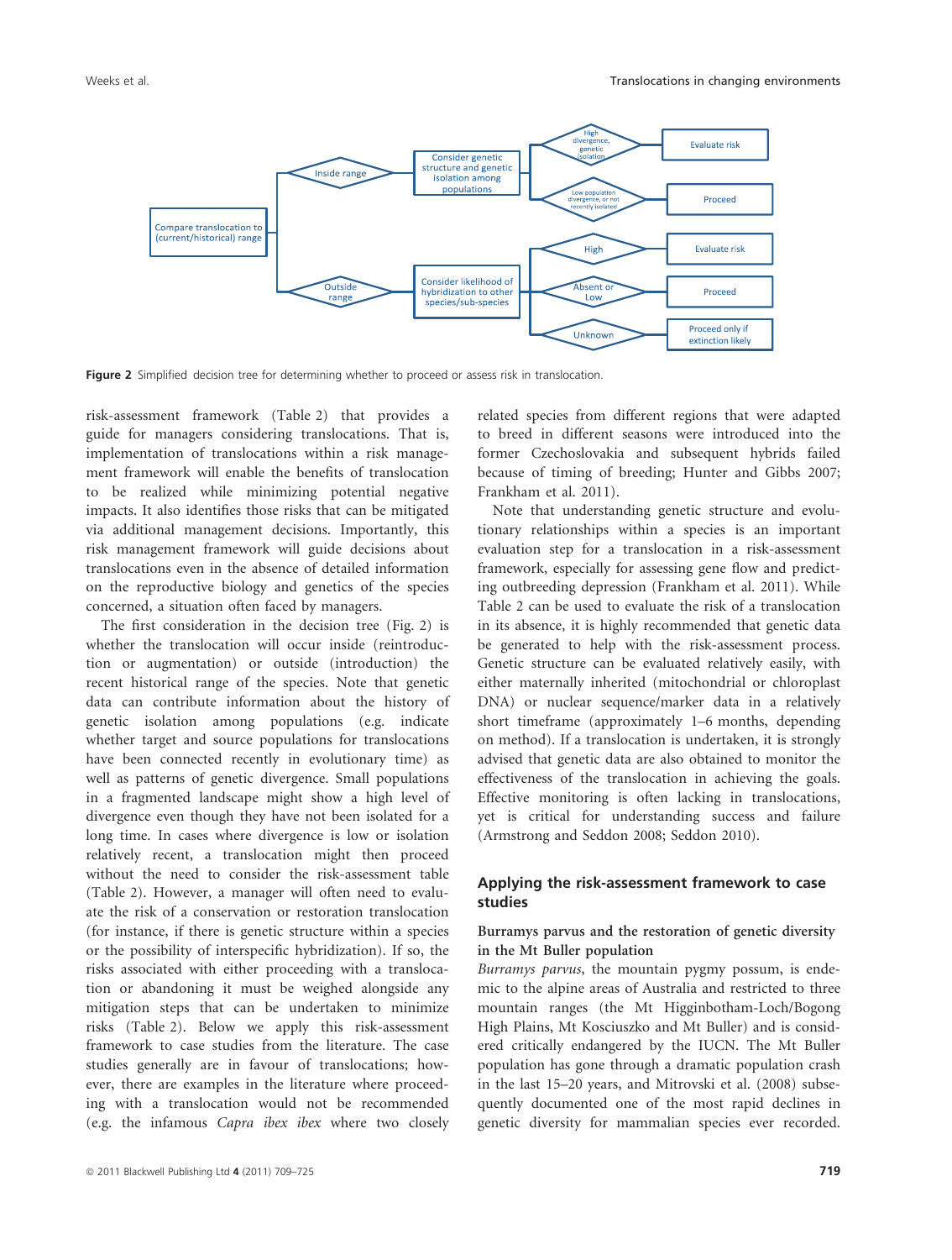Figure 2 Simplified decision tree for determining whether to proceed or assess risk in translocation.

risk-assessment framework (Table 2) that provides a guide for managers considering translocations. That is, implementation of translocations within a risk management framework will enable the benefits of translocation to be realized while minimizing potential negative impacts. It also identifies those risks that can be mitigated via additional management decisions. Importantly, this risk management framework will guide decisions about translocations even in the absence of detailed information on the reproductive biology and genetics of the species concerned, a situation often faced by managers.

The first consideration in the decision tree (Fig. 2) is whether the translocation will occur inside (reintroduction or augmentation) or outside (introduction) the recent historical range of the species. Note that genetic data can contribute information about the history of genetic isolation among populations (e.g. indicate whether target and source populations for translocations have been connected recently in evolutionary time) as well as patterns of genetic divergence. Small populations in a fragmented landscape might show a high level of divergence even though they have not been isolated for a long time. In cases where divergence is low or isolation relatively recent, a translocation might then proceed without the need to consider the risk-assessment table (Table 2). However, a manager will often need to evaluate the risk of a conservation or restoration translocation (for instance, if there is genetic structure within a species or the possibility of interspecific hybridization). If so, the risks associated with either proceeding with a translocation or abandoning it must be weighed alongside any mitigation steps that can be undertaken to minimize risks (Table 2). Below we apply this risk-assessment framework to case studies from the literature. The case studies generally are in favour of translocations; however, there are examples in the literature where proceeding with a translocation would not be recommended (e.g. the infamous *Capra ibex ibex* where two closely related species from different regions that were adapted to breed in different seasons were introduced into the former Czechoslovakia and subsequent hybrids failed because of timing of breeding; Hunter and Gibbs 2007; Frankham et al. 2011).

Note that understanding genetic structure and evolutionary relationships within a species is an important evaluation step for a translocation in a risk-assessment framework, especially for assessing gene flow and predicting outbreeding depression (Frankham et al. 2011). While Table 2 can be used to evaluate the risk of a translocation in its absence, it is highly recommended that genetic data be generated to help with the risk-assessment process. Genetic structure can be evaluated relatively easily, with either maternally inherited (mitochondrial or chloroplast DNA) or nuclear sequence/marker data in a relatively short timeframe (approximately 1–6 months, depending on method). If a translocation is undertaken, it is strongly advised that genetic data are also obtained to monitor the effectiveness of the translocation in achieving the goals. Effective monitoring is often lacking in translocations, yet is critical for understanding success and failure (Armstrong and Seddon 2008; Seddon 2010).

## Applying the risk-assessment framework to case studies

### Burramys parvus and the restoration of genetic diversity in the Mt Buller population

*Burramys parvus*, the mountain pygmy possum, is endemic to the alpine areas of Australia and restricted to three mountain ranges (the Mt Higginbotham-Loch/Bogong High Plains, Mt Kosciuszko and Mt Buller) and is considered critically endangered by the IUCN. The Mt Buller population has gone through a dramatic population crash in the last 15–20 years, and Mitrovski et al. (2008) subsequently documented one of the most rapid declines in genetic diversity for mammalian species ever recorded.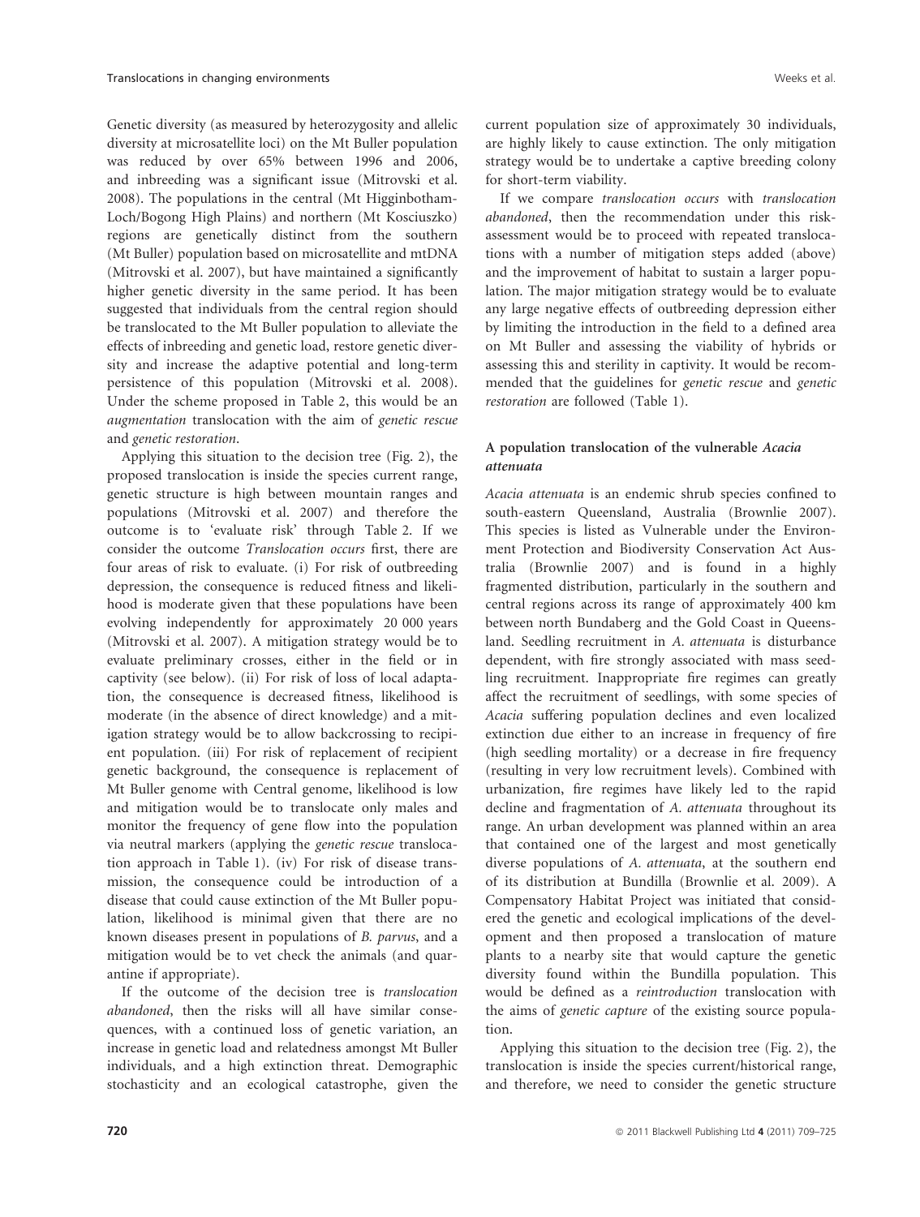Genetic diversity (as measured by heterozygosity and allelic diversity at microsatellite loci) on the Mt Buller population was reduced by over 65% between 1996 and 2006, and inbreeding was a significant issue (Mitrovski et al. 2008). The populations in the central (Mt Higginbotham-Loch/Bogong High Plains) and northern (Mt Kosciuszko) regions are genetically distinct from the southern (Mt Buller) population based on microsatellite and mtDNA (Mitrovski et al. 2007), but have maintained a significantly higher genetic diversity in the same period. It has been suggested that individuals from the central region should be translocated to the Mt Buller population to alleviate the effects of inbreeding and genetic load, restore genetic diversity and increase the adaptive potential and long-term persistence of this population (Mitrovski et al. 2008). Under the scheme proposed in Table 2, this would be an *augmentation* translocation with the aim of *genetic rescue* and *genetic restoration*.

Applying this situation to the decision tree (Fig. 2), the proposed translocation is inside the species current range, genetic structure is high between mountain ranges and populations (Mitrovski et al. 2007) and therefore the outcome is to 'evaluate risk' through Table 2. If we consider the outcome *Translocation occurs* first, there are four areas of risk to evaluate. (i) For risk of outbreeding depression, the consequence is reduced fitness and likelihood is moderate given that these populations have been evolving independently for approximately 20 000 years (Mitrovski et al. 2007). A mitigation strategy would be to evaluate preliminary crosses, either in the field or in captivity (see below). (ii) For risk of loss of local adaptation, the consequence is decreased fitness, likelihood is moderate (in the absence of direct knowledge) and a mitigation strategy would be to allow backcrossing to recipient population. (iii) For risk of replacement of recipient genetic background, the consequence is replacement of Mt Buller genome with Central genome, likelihood is low and mitigation would be to translocate only males and monitor the frequency of gene flow into the population via neutral markers (applying the *genetic rescue* translocation approach in Table 1). (iv) For risk of disease transmission, the consequence could be introduction of a disease that could cause extinction of the Mt Buller population, likelihood is minimal given that there are no known diseases present in populations of *B. parvus*, and a mitigation would be to vet check the animals (and quarantine if appropriate).

If the outcome of the decision tree is *translocation abandoned*, then the risks will all have similar consequences, with a continued loss of genetic variation, an increase in genetic load and relatedness amongst Mt Buller individuals, and a high extinction threat. Demographic stochasticity and an ecological catastrophe, given the current population size of approximately 30 individuals, are highly likely to cause extinction. The only mitigation strategy would be to undertake a captive breeding colony for short-term viability.

If we compare *translocation occurs* with *translocation abandoned*, then the recommendation under this risk-assessment would be to proceed with repeated translocations with a number of mitigation steps added (above) and the improvement of habitat to sustain a larger population. The major mitigation strategy would be to evaluate any large negative effects of outbreeding depression either by limiting the introduction in the field to a defined area on Mt Buller and assessing the viability of hybrids or assessing this and sterility in captivity. It would be recommended that the guidelines for *genetic rescue* and *genetic restoration* are followed (Table 1).

### A population translocation of the vulnerable *Acacia attenuata*

*Acacia attenuata* is an endemic shrub species confined to south-eastern Queensland, Australia (Brownlie 2007). This species is listed as Vulnerable under the Environment Protection and Biodiversity Conservation Act Australia (Brownlie 2007) and is found in a highly fragmented distribution, particularly in the southern and central regions across its range of approximately 400 km between north Bundaberg and the Gold Coast in Queensland. Seedling recruitment in *A. attenuata* is disturbance dependent, with fire strongly associated with mass seedling recruitment. Inappropriate fire regimes can greatly affect the recruitment of seedlings, with some species of *Acacia* suffering population declines and even localized extinction due either to an increase in frequency of fire (high seedling mortality) or a decrease in fire frequency (resulting in very low recruitment levels). Combined with urbanization, fire regimes have likely led to the rapid decline and fragmentation of *A. attenuata* throughout its range. An urban development was planned within an area that contained one of the largest and most genetically diverse populations of *A. attenuata*, at the southern end of its distribution at Bundilla (Brownlie et al. 2009). A Compensatory Habitat Project was initiated that considered the genetic and ecological implications of the development and then proposed a translocation of mature plants to a nearby site that would capture the genetic diversity found within the Bundilla population. This would be defined as a *reintroduction* translocation with the aims of *genetic capture* of the existing source population.

Applying this situation to the decision tree (Fig. 2), the translocation is inside the species current/historical range, and therefore, we need to consider the genetic structure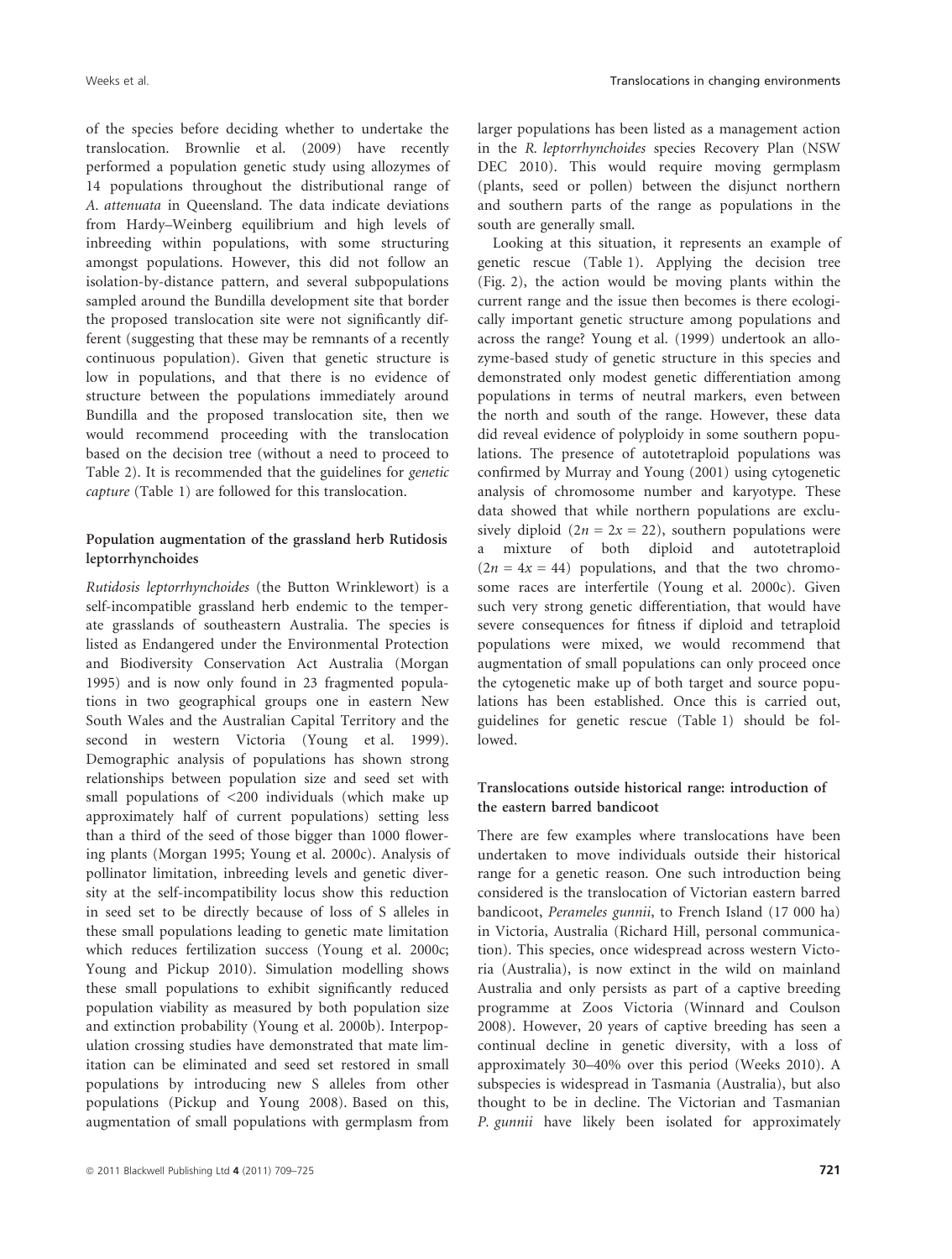of the species before deciding whether to undertake the translocation. Brownlie et al. (2009) have recently performed a population genetic study using allozymes of 14 populations throughout the distributional range of *A. attenuata* in Queensland. The data indicate deviations from Hardy–Weinberg equilibrium and high levels of inbreeding within populations, with some structuring amongst populations. However, this did not follow an isolation-by-distance pattern, and several subpopulations sampled around the Bundilla development site that border the proposed translocation site were not significantly different (suggesting that these may be remnants of a recently continuous population). Given that genetic structure is low in populations, and that there is no evidence of structure between the populations immediately around Bundilla and the proposed translocation site, then we would recommend proceeding with the translocation based on the decision tree (without a need to proceed to Table 2). It is recommended that the guidelines for *genetic capture* (Table 1) are followed for this translocation.

### Population augmentation of the grassland herb Rutidosis leptorrhynchoides

*Rutidosis leptorrhynchoides* (the Button Wrinklewort) is a self-incompatible grassland herb endemic to the temperate grasslands of southeastern Australia. The species is listed as Endangered under the Environmental Protection and Biodiversity Conservation Act Australia (Morgan 1995) and is now only found in 23 fragmented populations in two geographical groups one in eastern New South Wales and the Australian Capital Territory and the second in western Victoria (Young et al. 1999). Demographic analysis of populations has shown strong relationships between population size and seed set with small populations of <200 individuals (which make up approximately half of current populations) setting less than a third of the seed of those bigger than 1000 flowering plants (Morgan 1995; Young et al. 2000c). Analysis of pollinator limitation, inbreeding levels and genetic diversity at the self-incompatibility locus show this reduction in seed set to be directly because of loss of S alleles in these small populations leading to genetic mate limitation which reduces fertilization success (Young et al. 2000c; Young and Pickup 2010). Simulation modelling shows these small populations to exhibit significantly reduced population viability as measured by both population size and extinction probability (Young et al. 2000b). Interpopulation crossing studies have demonstrated that mate limitation can be eliminated and seed set restored in small populations by introducing new S alleles from other populations (Pickup and Young 2008). Based on this, augmentation of small populations with germplasm from larger populations has been listed as a management action in the *R. leptorrhynchoides* species Recovery Plan (NSW DEC 2010). This would require moving germplasm (plants, seed or pollen) between the disjunct northern and southern parts of the range as populations in the south are generally small.

Looking at this situation, it represents an example of genetic rescue (Table 1). Applying the decision tree (Fig. 2), the action would be moving plants within the current range and the issue then becomes is there ecologically important genetic structure among populations and across the range? Young et al. (1999) undertook an allozyme-based study of genetic structure in this species and demonstrated only modest genetic differentiation among populations in terms of neutral markers, even between the north and south of the range. However, these data did reveal evidence of polyploidy in some southern populations. The presence of autotetraploid populations was confirmed by Murray and Young (2001) using cytogenetic analysis of chromosome number and karyotype. These data showed that while northern populations are exclusively diploid ($2n = 2x = 22$), southern populations were a mixture of both diploid and autotetraploid ($2n = 4x = 44$) populations, and that the two chromosome races are interfertile (Young et al. 2000c). Given such very strong genetic differentiation, that would have severe consequences for fitness if diploid and tetraploid populations were mixed, we would recommend that augmentation of small populations can only proceed once the cytogenetic make up of both target and source populations has been established. Once this is carried out, guidelines for genetic rescue (Table 1) should be followed.

### Translocations outside historical range: introduction of the eastern barred bandicoot

There are few examples where translocations have been undertaken to move individuals outside their historical range for a genetic reason. One such introduction being considered is the translocation of Victorian eastern barred bandicoot, *Perameles gunnii*, to French Island (17 000 ha) in Victoria, Australia (Richard Hill, personal communication). This species, once widespread across western Victoria (Australia), is now extinct in the wild on mainland Australia and only persists as part of a captive breeding programme at Zoos Victoria (Winnard and Coulson 2008). However, 20 years of captive breeding has seen a continual decline in genetic diversity, with a loss of approximately 30–40% over this period (Weeks 2010). A subspecies is widespread in Tasmania (Australia), but also thought to be in decline. The Victorian and Tasmanian *P. gunnii* have likely been isolated for approximately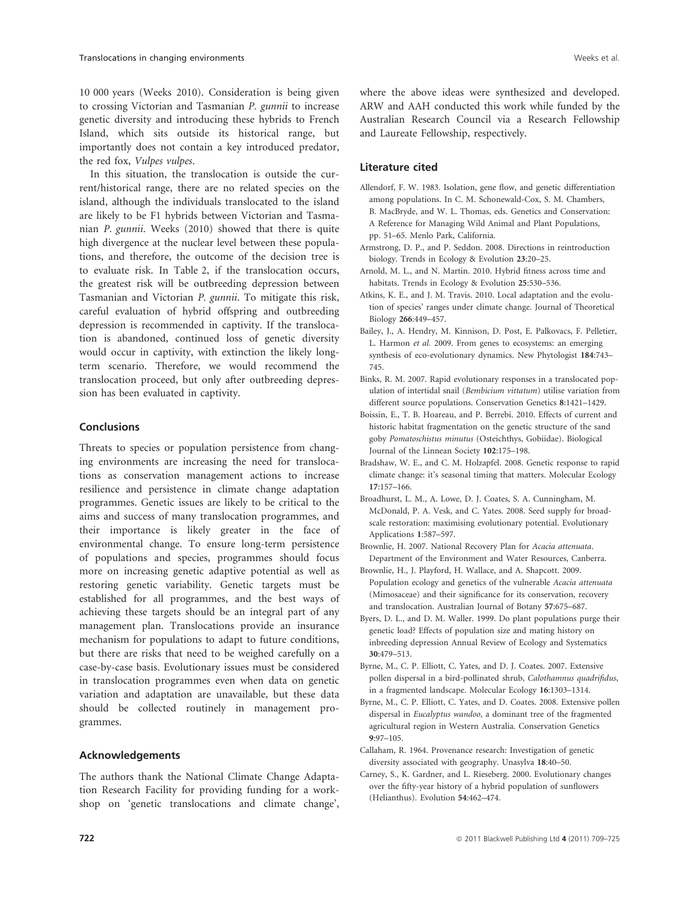10 000 years (Weeks 2010). Consideration is being given to crossing Victorian and Tasmanian *P. gunnii* to increase genetic diversity and introducing these hybrids to French Island, which sits outside its historical range, but importantly does not contain a key introduced predator, the red fox, *Vulpes vulpes*.

In this situation, the translocation is outside the current/historical range, there are no related species on the island, although the individuals translocated to the island are likely to be F1 hybrids between Victorian and Tasmanian *P. gunnii*. Weeks (2010) showed that there is quite high divergence at the nuclear level between these populations, and therefore, the outcome of the decision tree is to evaluate risk. In Table 2, if the translocation occurs, the greatest risk will be outbreeding depression between Tasmanian and Victorian *P. gunnii*. To mitigate this risk, careful evaluation of hybrid offspring and outbreeding depression is recommended in captivity. If the translocation is abandoned, continued loss of genetic diversity would occur in captivity, with extinction the likely long-term scenario. Therefore, we would recommend the translocation proceed, but only after outbreeding depression has been evaluated in captivity.

## Conclusions

Threats to species or population persistence from changing environments are increasing the need for translocations as conservation management actions to increase resilience and persistence in climate change adaptation programmes. Genetic issues are likely to be critical to the aims and success of many translocation programmes, and their importance is likely greater in the face of environmental change. To ensure long-term persistence of populations and species, programmes should focus more on increasing genetic adaptive potential as well as restoring genetic variability. Genetic targets must be established for all programmes, and the best ways of achieving these targets should be an integral part of any management plan. Translocations provide an insurance mechanism for populations to adapt to future conditions, but there are risks that need to be weighed carefully on a case-by-case basis. Evolutionary issues must be considered in translocation programmes even when data on genetic variation and adaptation are unavailable, but these data should be collected routinely in management programmes.

## Acknowledgements

The authors thank the National Climate Change Adaptation Research Facility for providing funding for a workshop on 'genetic translocations and climate change', where the above ideas were synthesized and developed. ARW and AAH conducted this work while funded by the Australian Research Council via a Research Fellowship and Laureate Fellowship, respectively.

## Literature cited

Allendorf, F. W. 1983. Isolation, gene flow, and genetic differentiation among populations. In C. M. Schonewald-Cox, S. M. Chambers, B. MacBryde, and W. L. Thomas, eds. Genetics and Conservation: A Reference for Managing Wild Animal and Plant Populations, pp. 51–65. Menlo Park, California.

Armstrong, D. P., and P. Seddon. 2008. Directions in reintroduction biology. Trends in Ecology & Evolution **23**:20–25.

Arnold, M. L., and N. Martin. 2010. Hybrid fitness across time and habitats. Trends in Ecology & Evolution **25**:530–536.

Atkins, K. E., and J. M. Travis. 2010. Local adaptation and the evolution of species' ranges under climate change. Journal of Theoretical Biology **266**:449–457.

Bailey, J., A. Hendry, M. Kinnison, D. Post, E. Palkovacs, F. Pelletier, L. Harmon *et al.* 2009. From genes to ecosystems: an emerging synthesis of eco-evolutionary dynamics. New Phytologist **184**:743–745.

Binks, R. M. 2007. Rapid evolutionary responses in a translocated population of intertidal snail (*Bembicium vittatum*) utilise variation from different source populations. Conservation Genetics **8**:1421–1429.

Boissin, E., T. B. Hoareau, and P. Berrebi. 2010. Effects of current and historic habitat fragmentation on the genetic structure of the sand goby *Pomatoschistus minutus* (Osteichthys, Gobiidae). Biological Journal of the Linnean Society **102**:175–198.

Bradshaw, W. E., and C. M. Holzapfel. 2008. Genetic response to rapid climate change: it's seasonal timing that matters. Molecular Ecology **17**:157–166.

Broadhurst, L. M., A. Lowe, D. J. Coates, S. A. Cunningham, M. McDonald, P. A. Vesk, and C. Yates. 2008. Seed supply for broadscale restoration: maximising evolutionary potential. Evolutionary Applications **1**:587–597.

Brownlie, H. 2007. National Recovery Plan for *Acacia attenuata*. Department of the Environment and Water Resources, Canberra.

Brownlie, H., J. Playford, H. Wallace, and A. Shapcott. 2009. Population ecology and genetics of the vulnerable *Acacia attenuata* (Mimosaceae) and their significance for its conservation, recovery and translocation. Australian Journal of Botany **57**:675–687.

Byers, D. L., and D. M. Waller. 1999. Do plant populations purge their genetic load? Effects of population size and mating history on inbreeding depression Annual Review of Ecology and Systematics **30**:479–513.

Byrne, M., C. P. Elliott, C. Yates, and D. J. Coates. 2007. Extensive pollen dispersal in a bird-pollinated shrub, *Calothamnus quadrifidus*, in a fragmented landscape. Molecular Ecology **16**:1303–1314.

Byrne, M., C. P. Elliott, C. Yates, and D. Coates. 2008. Extensive pollen dispersal in *Eucalyptus wandoo*, a dominant tree of the fragmented agricultural region in Western Australia. Conservation Genetics **9**:97–105.

Callaham, R. 1964. Provenance research: Investigation of genetic diversity associated with geography. Unasylva **18**:40–50.

Carney, S., K. Gardner, and L. Rieseberg. 2000. Evolutionary changes over the fifty-year history of a hybrid population of sunflowers (Helianthus). Evolution **54**:462–474.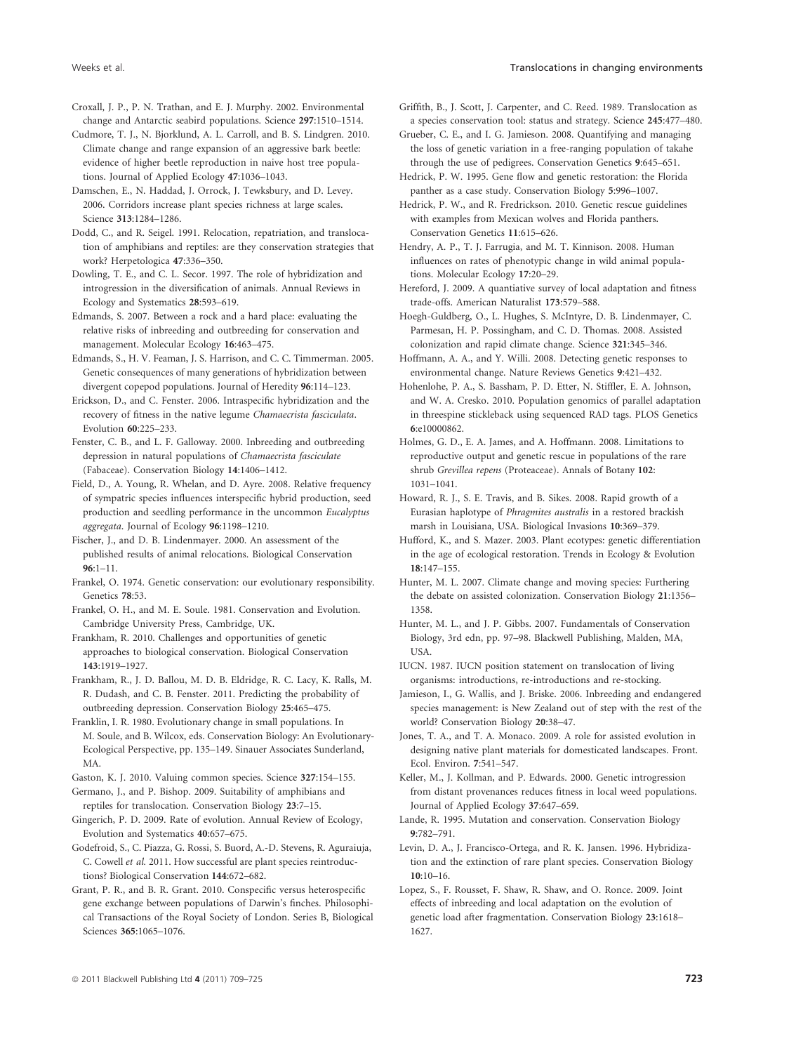Croxall, J. P., P. N. Trathan, and E. J. Murphy. 2002. Environmental change and Antarctic seabird populations. Science **297**:1510–1514.

Cudmore, T. J., N. Bjorklund, A. L. Carroll, and B. S. Lindgren. 2010. Climate change and range expansion of an aggressive bark beetle: evidence of higher beetle reproduction in naive host tree populations. Journal of Applied Ecology **47**:1036–1043.

Damschen, E., N. Haddad, J. Orrock, J. Tewksbury, and D. Levey. 2006. Corridors increase plant species richness at large scales. Science **313**:1284–1286.

Dodd, C., and R. Seigel. 1991. Relocation, repatriation, and translocation of amphibians and reptiles: are they conservation strategies that work? Herpetologica **47**:336–350.

Dowling, T. E., and C. L. Secor. 1997. The role of hybridization and introgression in the diversification of animals. Annual Reviews in Ecology and Systematics **28**:593–619.

Edmands, S. 2007. Between a rock and a hard place: evaluating the relative risks of inbreeding and outbreeding for conservation and management. Molecular Ecology **16**:463–475.

Edmands, S., H. V. Feaman, J. S. Harrison, and C. C. Timmerman. 2005. Genetic consequences of many generations of hybridization between divergent copepod populations. Journal of Heredity **96**:114–123.

Erickson, D., and C. Fenster. 2006. Intraspecific hybridization and the recovery of fitness in the native legume *Chamaecrista fasciculata*. Evolution **60**:225–233.

Fenster, C. B., and L. F. Galloway. 2000. Inbreeding and outbreeding depression in natural populations of *Chamaecrista fasciculate* (Fabaceae). Conservation Biology **14**:1406–1412.

Field, D., A. Young, R. Whelan, and D. Ayre. 2008. Relative frequency of sympatric species influences interspecific hybrid production, seed production and seedling performance in the uncommon *Eucalyptus aggregata*. Journal of Ecology **96**:1198–1210.

Fischer, J., and D. B. Lindenmayer. 2000. An assessment of the published results of animal relocations. Biological Conservation **96**:1–11.

Frankel, O. 1974. Genetic conservation: our evolutionary responsibility. Genetics **78**:53.

Frankel, O. H., and M. E. Soule. 1981. Conservation and Evolution. Cambridge University Press, Cambridge, UK.

Frankham, R. 2010. Challenges and opportunities of genetic approaches to biological conservation. Biological Conservation **143**:1919–1927.

Frankham, R., J. D. Ballou, M. D. B. Eldridge, R. C. Lacy, K. Ralls, M. R. Dudash, and C. B. Fenster. 2011. Predicting the probability of outbreeding depression. Conservation Biology **25**:465–475.

Franklin, I. R. 1980. Evolutionary change in small populations. In M. Soule, and B. Wilcox, eds. Conservation Biology: An Evolutionary-Ecological Perspective, pp. 135–149. Sinauer Associates Sunderland, MA.

Gaston, K. J. 2010. Valuing common species. Science **327**:154–155.

Germano, J., and P. Bishop. 2009. Suitability of amphibians and reptiles for translocation. Conservation Biology **23**:7–15.

Gingerich, P. D. 2009. Rate of evolution. Annual Review of Ecology, Evolution and Systematics **40**:657–675.

Godefroid, S., C. Piazza, G. Rossi, S. Buord, A.-D. Stevens, R. Aguraiuja, C. Cowell *et al.* 2011. How successful are plant species reintroductions? Biological Conservation **144**:672–682.

Grant, P. R., and B. R. Grant. 2010. Conspecific versus heterospecific gene exchange between populations of Darwin's finches. Philosophical Transactions of the Royal Society of London. Series B, Biological Sciences **365**:1065–1076.

Griffith, B., J. Scott, J. Carpenter, and C. Reed. 1989. Translocation as a species conservation tool: status and strategy. Science **245**:477–480.

Grueber, C. E., and I. G. Jamieson. 2008. Quantifying and managing the loss of genetic variation in a free-ranging population of takahe through the use of pedigrees. Conservation Genetics **9**:645–651.

Hedrick, P. W. 1995. Gene flow and genetic restoration: the Florida panther as a case study. Conservation Biology **5**:996–1007.

Hedrick, P. W., and R. Fredrickson. 2010. Genetic rescue guidelines with examples from Mexican wolves and Florida panthers. Conservation Genetics **11**:615–626.

Hendry, A. P., T. J. Farrugia, and M. T. Kinnison. 2008. Human influences on rates of phenotypic change in wild animal populations. Molecular Ecology **17**:20–29.

Hereford, J. 2009. A quantiative survey of local adaptation and fitness trade-offs. American Naturalist **173**:579–588.

Hoegh-Guldberg, O., L. Hughes, S. McIntyre, D. B. Lindenmayer, C. Parmesan, H. P. Possingham, and C. D. Thomas. 2008. Assisted colonization and rapid climate change. Science **321**:345–346.

Hoffmann, A. A., and Y. Willi. 2008. Detecting genetic responses to environmental change. Nature Reviews Genetics **9**:421–432.

Hohenlohe, P. A., S. Bassham, P. D. Etter, N. Stiffler, E. A. Johnson, and W. A. Cresko. 2010. Population genomics of parallel adaptation in threespine stickleback using sequenced RAD tags. PLOS Genetics **6**:e10000862.

Holmes, G. D., E. A. James, and A. Hoffmann. 2008. Limitations to reproductive output and genetic rescue in populations of the rare shrub *Grevillea repens* (Proteaceae). Annals of Botany **102**: 1031–1041.

Howard, R. J., S. E. Travis, and B. Sikes. 2008. Rapid growth of a Eurasian haplotype of *Phragmites australis* in a restored brackish marsh in Louisiana, USA. Biological Invasions **10**:369–379.

Hufford, K., and S. Mazer. 2003. Plant ecotypes: genetic differentiation in the age of ecological restoration. Trends in Ecology & Evolution **18**:147–155.

Hunter, M. L. 2007. Climate change and moving species: Furthering the debate on assisted colonization. Conservation Biology **21**:1356–1358.

Hunter, M. L., and J. P. Gibbs. 2007. Fundamentals of Conservation Biology, 3rd edn, pp. 97–98. Blackwell Publishing, Malden, MA, USA.

IUCN. 1987. IUCN position statement on translocation of living organisms: introductions, re-introductions and re-stocking.

Jamieson, I., G. Wallis, and J. Briske. 2006. Inbreeding and endangered species management: is New Zealand out of step with the rest of the world? Conservation Biology **20**:38–47.

Jones, T. A., and T. A. Monaco. 2009. A role for assisted evolution in designing native plant materials for domesticated landscapes. Front. Ecol. Environ. **7**:541–547.

Keller, M., J. Kollman, and P. Edwards. 2000. Genetic introgression from distant provenances reduces fitness in local weed populations. Journal of Applied Ecology **37**:647–659.

Lande, R. 1995. Mutation and conservation. Conservation Biology **9**:782–791.

Levin, D. A., J. Francisco-Ortega, and R. K. Jansen. 1996. Hybridization and the extinction of rare plant species. Conservation Biology **10**:10–16.

Lopez, S., F. Rousset, F. Shaw, R. Shaw, and O. Ronce. 2009. Joint effects of inbreeding and local adaptation on the evolution of genetic load after fragmentation. Conservation Biology **23**:1618–1627.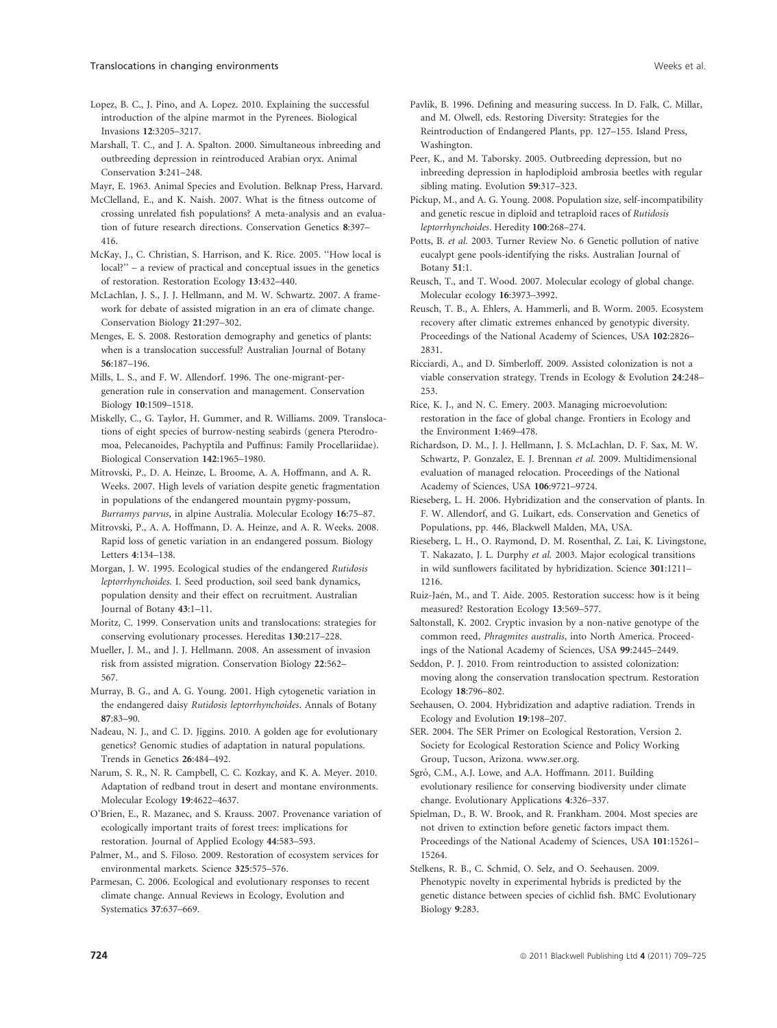Lopez, B. C., J. Pino, and A. Lopez. 2010. Explaining the successful introduction of the alpine marmot in the Pyrenees. Biological Invasions **12**:3205–3217.

Marshall, T. C., and J. A. Spalton. 2000. Simultaneous inbreeding and outbreeding depression in reintroduced Arabian oryx. Animal Conservation **3**:241–248.

Mayr, E. 1963. Animal Species and Evolution. Belknap Press, Harvard.

McClelland, E., and K. Naish. 2007. What is the fitness outcome of crossing unrelated fish populations? A meta-analysis and an evaluation of future research directions. Conservation Genetics **8**:397–416.

McKay, J., C. Christian, S. Harrison, and K. Rice. 2005. ''How local is local?'' – a review of practical and conceptual issues in the genetics of restoration. Restoration Ecology **13**:432–440.

McLachlan, J. S., J. J. Hellmann, and M. W. Schwartz. 2007. A framework for debate of assisted migration in an era of climate change. Conservation Biology **21**:297–302.

Menges, E. S. 2008. Restoration demography and genetics of plants: when is a translocation successful? Australian Journal of Botany **56**:187–196.

Mills, L. S., and F. W. Allendorf. 1996. The one-migrant-per-generation rule in conservation and management. Conservation Biology **10**:1509–1518.

Miskelly, C., G. Taylor, H. Gummer, and R. Williams. 2009. Translocations of eight species of burrow-nesting seabirds (genera Pterodroma, Pelecanoides, Pachyptila and Puffinus: Family Procellariidae). Biological Conservation **142**:1965–1980.

Mitrovski, P., D. A. Heinze, L. Broome, A. A. Hoffmann, and A. R. Weeks. 2007. High levels of variation despite genetic fragmentation in populations of the endangered mountain pygmy-possum, *Burramys parvus*, in alpine Australia. Molecular Ecology **16**:75–87.

Mitrovski, P., A. A. Hoffmann, D. A. Heinze, and A. R. Weeks. 2008. Rapid loss of genetic variation in an endangered possum. Biology Letters **4**:134–138.

Morgan, J. W. 1995. Ecological studies of the endangered *Rutidosis leptorrhynchoides*. I. Seed production, soil seed bank dynamics, population density and their effect on recruitment. Australian Journal of Botany **43**:1–11.

Moritz, C. 1999. Conservation units and translocations: strategies for conserving evolutionary processes. Hereditas **130**:217–228.

Mueller, J. M., and J. J. Hellmann. 2008. An assessment of invasion risk from assisted migration. Conservation Biology **22**:562–567.

Murray, B. G., and A. G. Young. 2001. High cytogenetic variation in the endangered daisy *Rutidosis leptorrhynchoides*. Annals of Botany **87**:83–90.

Nadeau, N. J., and C. D. Jiggins. 2010. A golden age for evolutionary genetics? Genomic studies of adaptation in natural populations. Trends in Genetics **26**:484–492.

Narum, S. R., N. R. Campbell, C. C. Kozkay, and K. A. Meyer. 2010. Adaptation of redband trout in desert and montane environments. Molecular Ecology **19**:4622–4637.

O'Brien, E., R. Mazanec, and S. Krauss. 2007. Provenance variation of ecologically important traits of forest trees: implications for restoration. Journal of Applied Ecology **44**:583–593.

Palmer, M., and S. Filoso. 2009. Restoration of ecosystem services for environmental markets. Science **325**:575–576.

Parmesan, C. 2006. Ecological and evolutionary responses to recent climate change. Annual Reviews in Ecology, Evolution and Systematics **37**:637–669.

Pavlik, B. 1996. Defining and measuring success. In D. Falk, C. Millar, and M. Olwell, eds. Restoring Diversity: Strategies for the Reintroduction of Endangered Plants, pp. 127–155. Island Press, Washington.

Peer, K., and M. Taborsky. 2005. Outbreeding depression, but no inbreeding depression in haplodiploid ambrosia beetles with regular sibling mating. Evolution **59**:317–323.

Pickup, M., and A. G. Young. 2008. Population size, self-incompatibility and genetic rescue in diploid and tetraploid races of *Rutidosis leptorrhynchoides*. Heredity **100**:268–274.

Potts, B. *et al.* 2003. Turner Review No. 6 Genetic pollution of native eucalypt gene pools-identifying the risks. Australian Journal of Botany **51**:1.

Reusch, T., and T. Wood. 2007. Molecular ecology of global change. Molecular ecology **16**:3973–3992.

Reusch, T. B., A. Ehlers, A. Hammerli, and B. Worm. 2005. Ecosystem recovery after climatic extremes enhanced by genotypic diversity. Proceedings of the National Academy of Sciences, USA **102**:2826–2831.

Ricciardi, A., and D. Simberloff. 2009. Assisted colonization is not a viable conservation strategy. Trends in Ecology & Evolution **24**:248–253.

Rice, K. J., and N. C. Emery. 2003. Managing microevolution: restoration in the face of global change. Frontiers in Ecology and the Environment **1**:469–478.

Richardson, D. M., J. J. Hellmann, J. S. McLachlan, D. F. Sax, M. W. Schwartz, P. Gonzalez, E. J. Brennan *et al.* 2009. Multidimensional evaluation of managed relocation. Proceedings of the National Academy of Sciences, USA **106**:9721–9724.

Rieseberg, L. H. 2006. Hybridization and the conservation of plants. In F. W. Allendorf, and G. Luikart, eds. Conservation and Genetics of Populations, pp. 446, Blackwell Malden, MA, USA.

Rieseberg, L. H., O. Raymond, D. M. Rosenthal, Z. Lai, K. Livingstone, T. Nakazato, J. L. Durphy *et al.* 2003. Major ecological transitions in wild sunflowers facilitated by hybridization. Science **301**:1211–1216.

Ruiz-Jaén, M., and T. Aide. 2005. Restoration success: how is it being measured? Restoration Ecology **13**:569–577.

Saltonstall, K. 2002. Cryptic invasion by a non-native genotype of the common reed, *Phragmites australis*, into North America. Proceedings of the National Academy of Sciences, USA **99**:2445–2449.

Seddon, P. J. 2010. From reintroduction to assisted colonization: moving along the conservation translocation spectrum. Restoration Ecology **18**:796–802.

Seehausen, O. 2004. Hybridization and adaptive radiation. Trends in Ecology and Evolution **19**:198–207.

SER. 2004. The SER Primer on Ecological Restoration, Version 2. Society for Ecological Restoration Science and Policy Working Group, Tucson, Arizona. www.ser.org.

Sgrò, C.M., A.J. Lowe, and A.A. Hoffmann. 2011. Building evolutionary resilience for conserving biodiversity under climate change. Evolutionary Applications **4**:326–337.

Spielman, D., B. W. Brook, and R. Frankham. 2004. Most species are not driven to extinction before genetic factors impact them. Proceedings of the National Academy of Sciences, USA **101**:15261–15264.

Stelkens, R. B., C. Schmid, O. Selz, and O. Seehausen. 2009. Phenotypic novelty in experimental hybrids is predicted by the genetic distance between species of cichlid fish. BMC Evolutionary Biology **9**:283.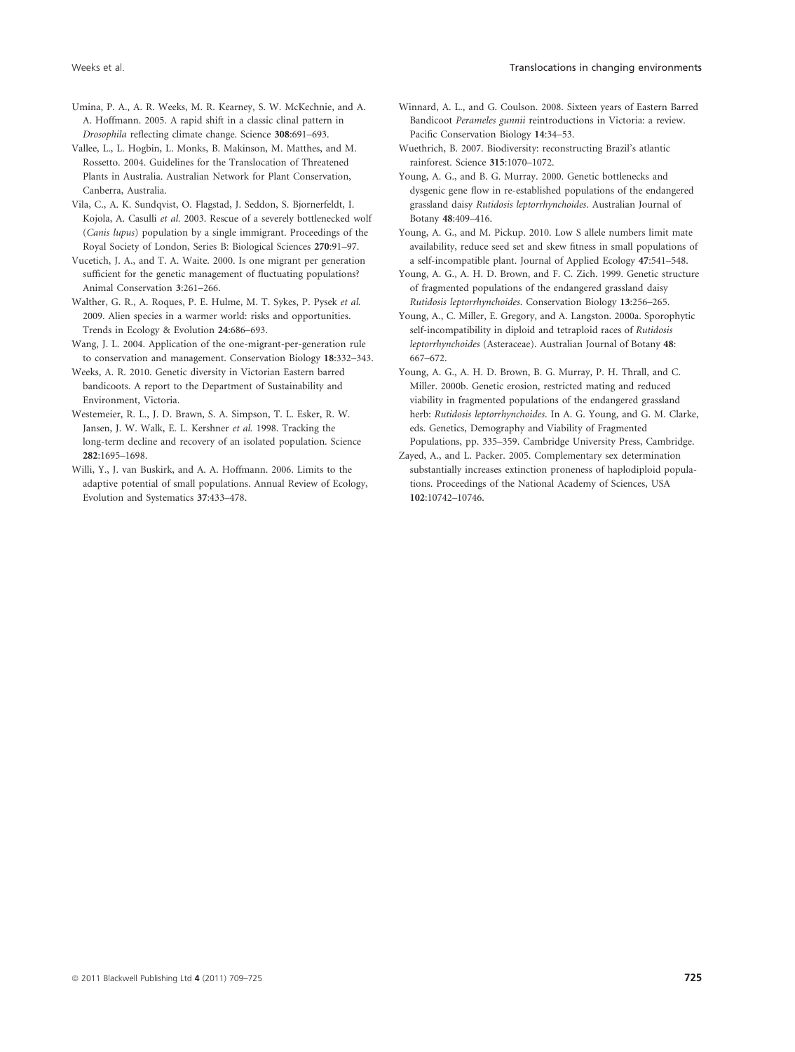Umina, P. A., A. R. Weeks, M. R. Kearney, S. W. McKechnie, and A. A. Hoffmann. 2005. A rapid shift in a classic clinal pattern in *Drosophila* reflecting climate change. Science **308**:691–693.

Vallee, L., L. Hogbin, L. Monks, B. Makinson, M. Matthes, and M. Rossetto. 2004. Guidelines for the Translocation of Threatened Plants in Australia. Australian Network for Plant Conservation, Canberra, Australia.

Vila, C., A. K. Sundqvist, O. Flagstad, J. Seddon, S. Bjornerfeldt, I. Kojola, A. Casulli *et al.* 2003. Rescue of a severely bottlenecked wolf (*Canis lupus*) population by a single immigrant. Proceedings of the Royal Society of London, Series B: Biological Sciences **270**:91–97.

Vucetich, J. A., and T. A. Waite. 2000. Is one migrant per generation sufficient for the genetic management of fluctuating populations? Animal Conservation **3**:261–266.

Walther, G. R., A. Roques, P. E. Hulme, M. T. Sykes, P. Pysek *et al.* 2009. Alien species in a warmer world: risks and opportunities. Trends in Ecology & Evolution **24**:686–693.

Wang, J. L. 2004. Application of the one-migrant-per-generation rule to conservation and management. Conservation Biology **18**:332–343.

Weeks, A. R. 2010. Genetic diversity in Victorian Eastern barred bandicoots. A report to the Department of Sustainability and Environment, Victoria.

Westemeier, R. L., J. D. Brawn, S. A. Simpson, T. L. Esker, R. W. Jansen, J. W. Walk, E. L. Kershner *et al.* 1998. Tracking the long-term decline and recovery of an isolated population. Science **282**:1695–1698.

Willi, Y., J. van Buskirk, and A. A. Hoffmann. 2006. Limits to the adaptive potential of small populations. Annual Review of Ecology, Evolution and Systematics **37**:433–478.

Winnard, A. L., and G. Coulson. 2008. Sixteen years of Eastern Barred Bandicoot *Perameles gunnii* reintroductions in Victoria: a review. Pacific Conservation Biology **14**:34–53.

Wuethrich, B. 2007. Biodiversity: reconstructing Brazil's atlantic rainforest. Science **315**:1070–1072.

Young, A. G., and B. G. Murray. 2000. Genetic bottlenecks and dysgenic gene flow in re-established populations of the endangered grassland daisy *Rutidosis leptorrhynchoides*. Australian Journal of Botany **48**:409–416.

Young, A. G., and M. Pickup. 2010. Low S allele numbers limit mate availability, reduce seed set and skew fitness in small populations of a self-incompatible plant. Journal of Applied Ecology **47**:541–548.

Young, A. G., A. H. D. Brown, and F. C. Zich. 1999. Genetic structure of fragmented populations of the endangered grassland daisy *Rutidosis leptorrhynchoides*. Conservation Biology **13**:256–265.

Young, A., C. Miller, E. Gregory, and A. Langston. 2000a. Sporophytic self-incompatibility in diploid and tetraploid races of *Rutidosis leptorrhynchoides* (Asteraceae). Australian Journal of Botany **48**: 667–672.

Young, A. G., A. H. D. Brown, B. G. Murray, P. H. Thrall, and C. Miller. 2000b. Genetic erosion, restricted mating and reduced viability in fragmented populations of the endangered grassland herb: *Rutidosis leptorrhynchoides*. In A. G. Young, and G. M. Clarke, eds. Genetics, Demography and Viability of Fragmented Populations, pp. 335–359. Cambridge University Press, Cambridge.

Zayed, A., and L. Packer. 2005. Complementary sex determination substantially increases extinction proneness of haplodiploid populations. Proceedings of the National Academy of Sciences, USA **102**:10742–10746.